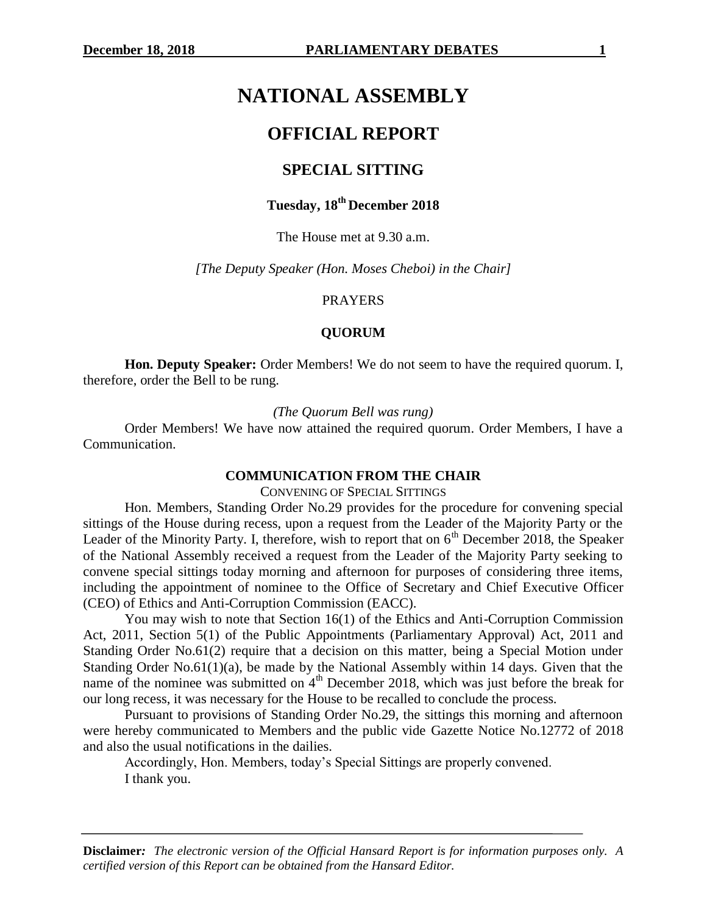# NATIONAL ASSEMBLY

## OFFICIAL REPORT

### SPECIAL SITTING

**Tuesday, 18th December 2018**

The House met at 9.30 a.m.

*[The Deputy Speaker (Hon. Moses Cheboi) in the Chair]*

PRAYERS

**QUORUM**

**Hon. Deputy Speaker:** Order Members! We do not seem to have the required quorum. I, therefore, order the Bell to be rung.

*(The Quorum Bell was rung)*

Order Members! We have now attained the required quorum. Order Members, I have a Communication.

**COMMUNICATION FROM THE CHAIR**

CONVENING OF SPECIAL SITTINGS

Hon. Members, Standing Order No.29 provides for the procedure for convening special sittings of the House during recess, upon a request from the Leader of the Majority Party or the Leader of the Minority Party. I, therefore, wish to report that on 6th December 2018, the Speaker of the National Assembly received a request from the Leader of the Majority Party seeking to convene special sittings today morning and afternoon for purposes of considering three items, including the appointment of nominee to the Office of Secretary and Chief Executive Officer (CEO) of Ethics and Anti-Corruption Commission (EACC).

You may wish to note that Section 16(1) of the Ethics and Anti-Corruption Commission Act, 2011, Section 5(1) of the Public Appointments (Parliamentary Approval) Act, 2011 and Standing Order No.61(2) require that a decision on this matter, being a Special Motion under Standing Order No.61(1)(a), be made by the National Assembly within 14 days. Given that the name of the nominee was submitted on 4th December 2018, which was just before the break for our long recess, it was necessary for the House to be recalled to conclude the process.

Pursuant to provisions of Standing Order No.29, the sittings this morning and afternoon were hereby communicated to Members and the public vide Gazette Notice No.12772 of 2018 and also the usual notifications in the dailies.

Accordingly, Hon. Members, today's Special Sittings are properly convened.

I thank you.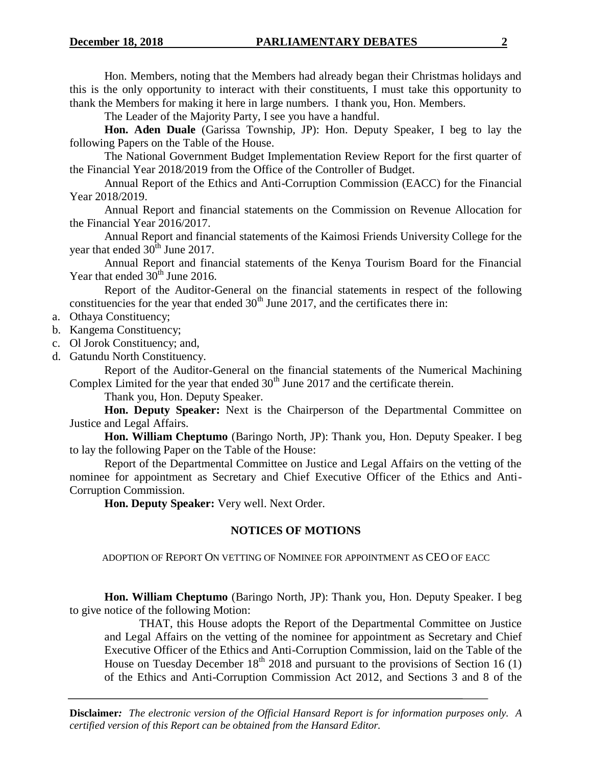Hon. Members, noting that the Members had already began their Christmas holidays and this is the only opportunity to interact with their constituents, I must take this opportunity to thank the Members for making it here in large numbers. I thank you, Hon. Members.

The Leader of the Majority Party, I see you have a handful.

**Hon. Aden Duale** (Garissa Township, JP): Hon. Deputy Speaker, I beg to lay the following Papers on the Table of the House.

The National Government Budget Implementation Review Report for the first quarter of the Financial Year 2018/2019 from the Office of the Controller of Budget.

Annual Report of the Ethics and Anti-Corruption Commission (EACC) for the Financial Year 2018/2019.

Annual Report and financial statements on the Commission on Revenue Allocation for the Financial Year 2016/2017.

Annual Report and financial statements of the Kaimosi Friends University College for the year that ended 30th June 2017.

Annual Report and financial statements of the Kenya Tourism Board for the Financial Year that ended 30th June 2016.

Report of the Auditor-General on the financial statements in respect of the following constituencies for the year that ended 30th June 2017, and the certificates there in:

a. Othaya Constituency;
b. Kangema Constituency;
c. Ol Jorok Constituency; and,
d. Gatundu North Constituency.

Report of the Auditor-General on the financial statements of the Numerical Machining Complex Limited for the year that ended 30th June 2017 and the certificate therein.

Thank you, Hon. Deputy Speaker.

**Hon. Deputy Speaker:** Next is the Chairperson of the Departmental Committee on Justice and Legal Affairs.

**Hon. William Cheptumo** (Baringo North, JP): Thank you, Hon. Deputy Speaker. I beg to lay the following Paper on the Table of the House:

Report of the Departmental Committee on Justice and Legal Affairs on the vetting of the nominee for appointment as Secretary and Chief Executive Officer of the Ethics and Anti-Corruption Commission.

**Hon. Deputy Speaker:** Very well. Next Order.

## NOTICES OF MOTIONS

ADOPTION OF REPORT ON VETTING OF NOMINEE FOR APPOINTMENT AS CEO OF EACC

**Hon. William Cheptumo** (Baringo North, JP): Thank you, Hon. Deputy Speaker. I beg to give notice of the following Motion:

> THAT, this House adopts the Report of the Departmental Committee on Justice and Legal Affairs on the vetting of the nominee for appointment as Secretary and Chief Executive Officer of the Ethics and Anti-Corruption Commission, laid on the Table of the House on Tuesday December 18th 2018 and pursuant to the provisions of Section 16 (1) of the Ethics and Anti-Corruption Commission Act 2012, and Sections 3 and 8 of the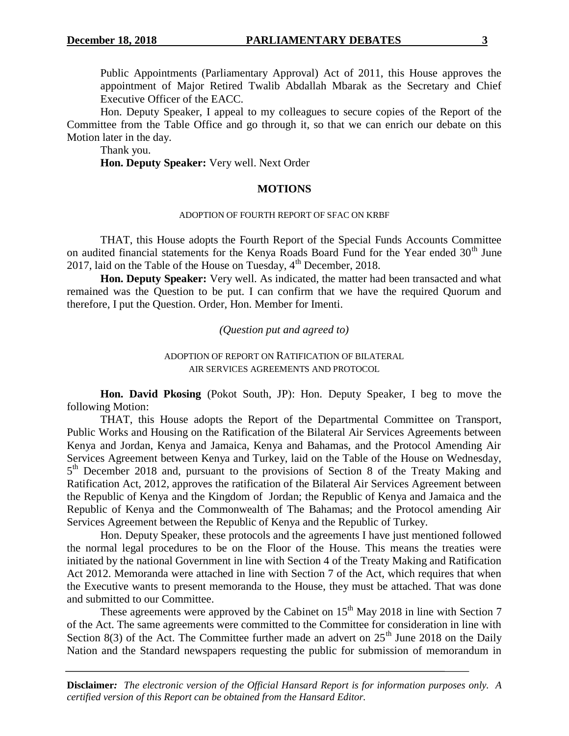Public Appointments (Parliamentary Approval) Act of 2011, this House approves the appointment of Major Retired Twalib Abdallah Mbarak as the Secretary and Chief Executive Officer of the EACC.

Hon. Deputy Speaker, I appeal to my colleagues to secure copies of the Report of the Committee from the Table Office and go through it, so that we can enrich our debate on this Motion later in the day.

Thank you.

**Hon. Deputy Speaker:** Very well. Next Order

## MOTIONS

### ADOPTION OF FOURTH REPORT OF SFAC ON KRBF

THAT, this House adopts the Fourth Report of the Special Funds Accounts Committee on audited financial statements for the Kenya Roads Board Fund for the Year ended 30th June 2017, laid on the Table of the House on Tuesday, 4th December, 2018.

**Hon. Deputy Speaker:** Very well. As indicated, the matter had been transacted and what remained was the Question to be put. I can confirm that we have the required Quorum and therefore, I put the Question. Order, Hon. Member for Imenti.

*(Question put and agreed to)*

### ADOPTION OF REPORT ON RATIFICATION OF BILATERAL AIR SERVICES AGREEMENTS AND PROTOCOL

**Hon. David Pkosing** (Pokot South, JP): Hon. Deputy Speaker, I beg to move the following Motion:

THAT, this House adopts the Report of the Departmental Committee on Transport, Public Works and Housing on the Ratification of the Bilateral Air Services Agreements between Kenya and Jordan, Kenya and Jamaica, Kenya and Bahamas, and the Protocol Amending Air Services Agreement between Kenya and Turkey, laid on the Table of the House on Wednesday, 5th December 2018 and, pursuant to the provisions of Section 8 of the Treaty Making and Ratification Act, 2012, approves the ratification of the Bilateral Air Services Agreement between the Republic of Kenya and the Kingdom of Jordan; the Republic of Kenya and Jamaica and the Republic of Kenya and the Commonwealth of The Bahamas; and the Protocol amending Air Services Agreement between the Republic of Kenya and the Republic of Turkey.

Hon. Deputy Speaker, these protocols and the agreements I have just mentioned followed the normal legal procedures to be on the Floor of the House. This means the treaties were initiated by the national Government in line with Section 4 of the Treaty Making and Ratification Act 2012. Memoranda were attached in line with Section 7 of the Act, which requires that when the Executive wants to present memoranda to the House, they must be attached. That was done and submitted to our Committee.

These agreements were approved by the Cabinet on 15th May 2018 in line with Section 7 of the Act. The same agreements were committed to the Committee for consideration in line with Section 8(3) of the Act. The Committee further made an advert on 25th June 2018 on the Daily Nation and the Standard newspapers requesting the public for submission of memorandum in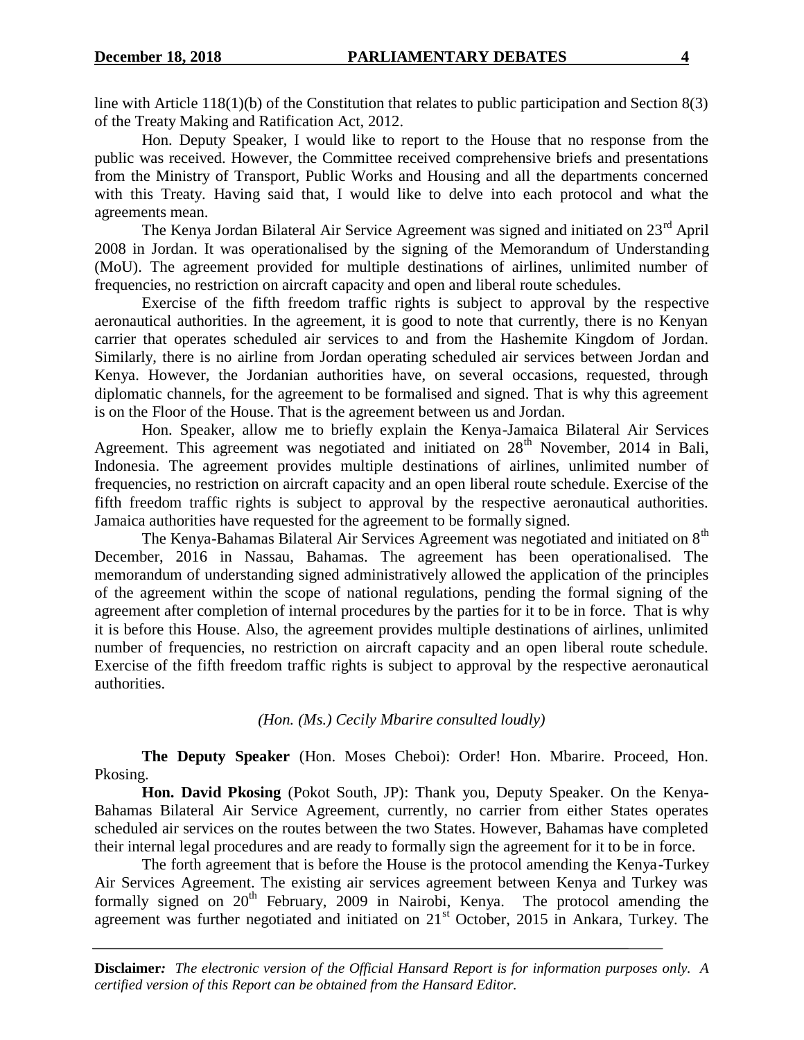line with Article 118(1)(b) of the Constitution that relates to public participation and Section 8(3) of the Treaty Making and Ratification Act, 2012.

Hon. Deputy Speaker, I would like to report to the House that no response from the public was received. However, the Committee received comprehensive briefs and presentations from the Ministry of Transport, Public Works and Housing and all the departments concerned with this Treaty. Having said that, I would like to delve into each protocol and what the agreements mean.

The Kenya Jordan Bilateral Air Service Agreement was signed and initiated on 23rd April 2008 in Jordan. It was operationalised by the signing of the Memorandum of Understanding (MoU). The agreement provided for multiple destinations of airlines, unlimited number of frequencies, no restriction on aircraft capacity and open and liberal route schedules.

Exercise of the fifth freedom traffic rights is subject to approval by the respective aeronautical authorities. In the agreement, it is good to note that currently, there is no Kenyan carrier that operates scheduled air services to and from the Hashemite Kingdom of Jordan. Similarly, there is no airline from Jordan operating scheduled air services between Jordan and Kenya. However, the Jordanian authorities have, on several occasions, requested, through diplomatic channels, for the agreement to be formalised and signed. That is why this agreement is on the Floor of the House. That is the agreement between us and Jordan.

Hon. Speaker, allow me to briefly explain the Kenya-Jamaica Bilateral Air Services Agreement. This agreement was negotiated and initiated on 28th November, 2014 in Bali, Indonesia. The agreement provides multiple destinations of airlines, unlimited number of frequencies, no restriction on aircraft capacity and an open liberal route schedule. Exercise of the fifth freedom traffic rights is subject to approval by the respective aeronautical authorities. Jamaica authorities have requested for the agreement to be formally signed.

The Kenya-Bahamas Bilateral Air Services Agreement was negotiated and initiated on 8th December, 2016 in Nassau, Bahamas. The agreement has been operationalised. The memorandum of understanding signed administratively allowed the application of the principles of the agreement within the scope of national regulations, pending the formal signing of the agreement after completion of internal procedures by the parties for it to be in force. That is why it is before this House. Also, the agreement provides multiple destinations of airlines, unlimited number of frequencies, no restriction on aircraft capacity and an open liberal route schedule. Exercise of the fifth freedom traffic rights is subject to approval by the respective aeronautical authorities.

*(Hon. (Ms.) Cecily Mbarire consulted loudly)*

**The Deputy Speaker** (Hon. Moses Cheboi): Order! Hon. Mbarire. Proceed, Hon. Pkosing.

**Hon. David Pkosing** (Pokot South, JP): Thank you, Deputy Speaker. On the Kenya-Bahamas Bilateral Air Service Agreement, currently, no carrier from either States operates scheduled air services on the routes between the two States. However, Bahamas have completed their internal legal procedures and are ready to formally sign the agreement for it to be in force.

The forth agreement that is before the House is the protocol amending the Kenya-Turkey Air Services Agreement. The existing air services agreement between Kenya and Turkey was formally signed on 20th February, 2009 in Nairobi, Kenya. The protocol amending the agreement was further negotiated and initiated on 21st October, 2015 in Ankara, Turkey. The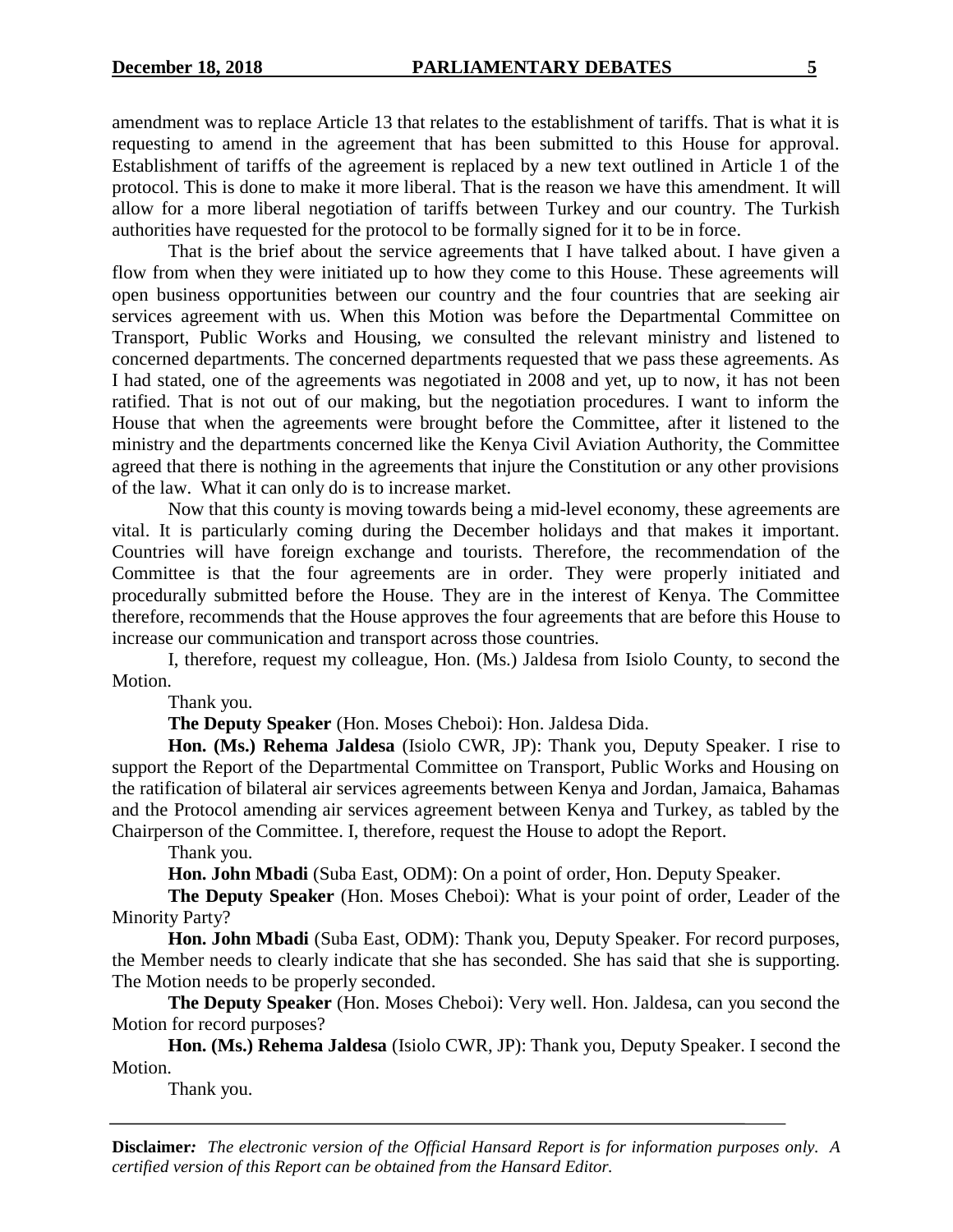amendment was to replace Article 13 that relates to the establishment of tariffs. That is what it is requesting to amend in the agreement that has been submitted to this House for approval. Establishment of tariffs of the agreement is replaced by a new text outlined in Article 1 of the protocol. This is done to make it more liberal. That is the reason we have this amendment. It will allow for a more liberal negotiation of tariffs between Turkey and our country. The Turkish authorities have requested for the protocol to be formally signed for it to be in force.

That is the brief about the service agreements that I have talked about. I have given a flow from when they were initiated up to how they come to this House. These agreements will open business opportunities between our country and the four countries that are seeking air services agreement with us. When this Motion was before the Departmental Committee on Transport, Public Works and Housing, we consulted the relevant ministry and listened to concerned departments. The concerned departments requested that we pass these agreements. As I had stated, one of the agreements was negotiated in 2008 and yet, up to now, it has not been ratified. That is not out of our making, but the negotiation procedures. I want to inform the House that when the agreements were brought before the Committee, after it listened to the ministry and the departments concerned like the Kenya Civil Aviation Authority, the Committee agreed that there is nothing in the agreements that injure the Constitution or any other provisions of the law. What it can only do is to increase market.

Now that this county is moving towards being a mid-level economy, these agreements are vital. It is particularly coming during the December holidays and that makes it important. Countries will have foreign exchange and tourists. Therefore, the recommendation of the Committee is that the four agreements are in order. They were properly initiated and procedurally submitted before the House. They are in the interest of Kenya. The Committee therefore, recommends that the House approves the four agreements that are before this House to increase our communication and transport across those countries.

I, therefore, request my colleague, Hon. (Ms.) Jaldesa from Isiolo County, to second the Motion.

Thank you.

**The Deputy Speaker** (Hon. Moses Cheboi): Hon. Jaldesa Dida.

**Hon. (Ms.) Rehema Jaldesa** (Isiolo CWR, JP): Thank you, Deputy Speaker. I rise to support the Report of the Departmental Committee on Transport, Public Works and Housing on the ratification of bilateral air services agreements between Kenya and Jordan, Jamaica, Bahamas and the Protocol amending air services agreement between Kenya and Turkey, as tabled by the Chairperson of the Committee. I, therefore, request the House to adopt the Report.

Thank you.

**Hon. John Mbadi** (Suba East, ODM): On a point of order, Hon. Deputy Speaker.

**The Deputy Speaker** (Hon. Moses Cheboi): What is your point of order, Leader of the Minority Party?

**Hon. John Mbadi** (Suba East, ODM): Thank you, Deputy Speaker. For record purposes, the Member needs to clearly indicate that she has seconded. She has said that she is supporting. The Motion needs to be properly seconded.

**The Deputy Speaker** (Hon. Moses Cheboi): Very well. Hon. Jaldesa, can you second the Motion for record purposes?

**Hon. (Ms.) Rehema Jaldesa** (Isiolo CWR, JP): Thank you, Deputy Speaker. I second the Motion.

Thank you.

**Disclaimer***:* *The electronic version of the Official Hansard Report is for information purposes only. A certified version of this Report can be obtained from the Hansard Editor.*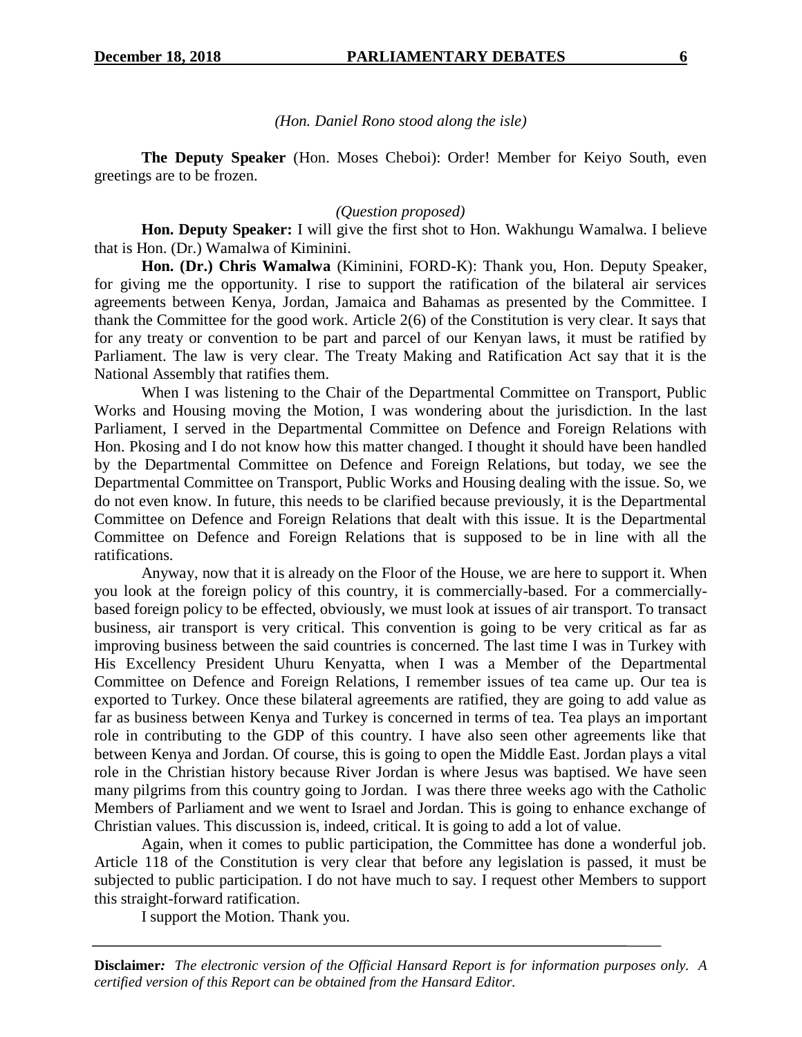*(Hon. Daniel Rono stood along the isle)*

**The Deputy Speaker** (Hon. Moses Cheboi): Order! Member for Keiyo South, even greetings are to be frozen.

*(Question proposed)*

**Hon. Deputy Speaker:** I will give the first shot to Hon. Wakhungu Wamalwa. I believe that is Hon. (Dr.) Wamalwa of Kiminini.

**Hon. (Dr.) Chris Wamalwa** (Kiminini, FORD-K): Thank you, Hon. Deputy Speaker, for giving me the opportunity. I rise to support the ratification of the bilateral air services agreements between Kenya, Jordan, Jamaica and Bahamas as presented by the Committee. I thank the Committee for the good work. Article 2(6) of the Constitution is very clear. It says that for any treaty or convention to be part and parcel of our Kenyan laws, it must be ratified by Parliament. The law is very clear. The Treaty Making and Ratification Act say that it is the National Assembly that ratifies them.

When I was listening to the Chair of the Departmental Committee on Transport, Public Works and Housing moving the Motion, I was wondering about the jurisdiction. In the last Parliament, I served in the Departmental Committee on Defence and Foreign Relations with Hon. Pkosing and I do not know how this matter changed. I thought it should have been handled by the Departmental Committee on Defence and Foreign Relations, but today, we see the Departmental Committee on Transport, Public Works and Housing dealing with the issue. So, we do not even know. In future, this needs to be clarified because previously, it is the Departmental Committee on Defence and Foreign Relations that dealt with this issue. It is the Departmental Committee on Defence and Foreign Relations that is supposed to be in line with all the ratifications.

Anyway, now that it is already on the Floor of the House, we are here to support it. When you look at the foreign policy of this country, it is commercially-based. For a commercially-based foreign policy to be effected, obviously, we must look at issues of air transport. To transact business, air transport is very critical. This convention is going to be very critical as far as improving business between the said countries is concerned. The last time I was in Turkey with His Excellency President Uhuru Kenyatta, when I was a Member of the Departmental Committee on Defence and Foreign Relations, I remember issues of tea came up. Our tea is exported to Turkey. Once these bilateral agreements are ratified, they are going to add value as far as business between Kenya and Turkey is concerned in terms of tea. Tea plays an important role in contributing to the GDP of this country. I have also seen other agreements like that between Kenya and Jordan. Of course, this is going to open the Middle East. Jordan plays a vital role in the Christian history because River Jordan is where Jesus was baptised. We have seen many pilgrims from this country going to Jordan. I was there three weeks ago with the Catholic Members of Parliament and we went to Israel and Jordan. This is going to enhance exchange of Christian values. This discussion is, indeed, critical. It is going to add a lot of value.

Again, when it comes to public participation, the Committee has done a wonderful job. Article 118 of the Constitution is very clear that before any legislation is passed, it must be subjected to public participation. I do not have much to say. I request other Members to support this straight-forward ratification.

I support the Motion. Thank you.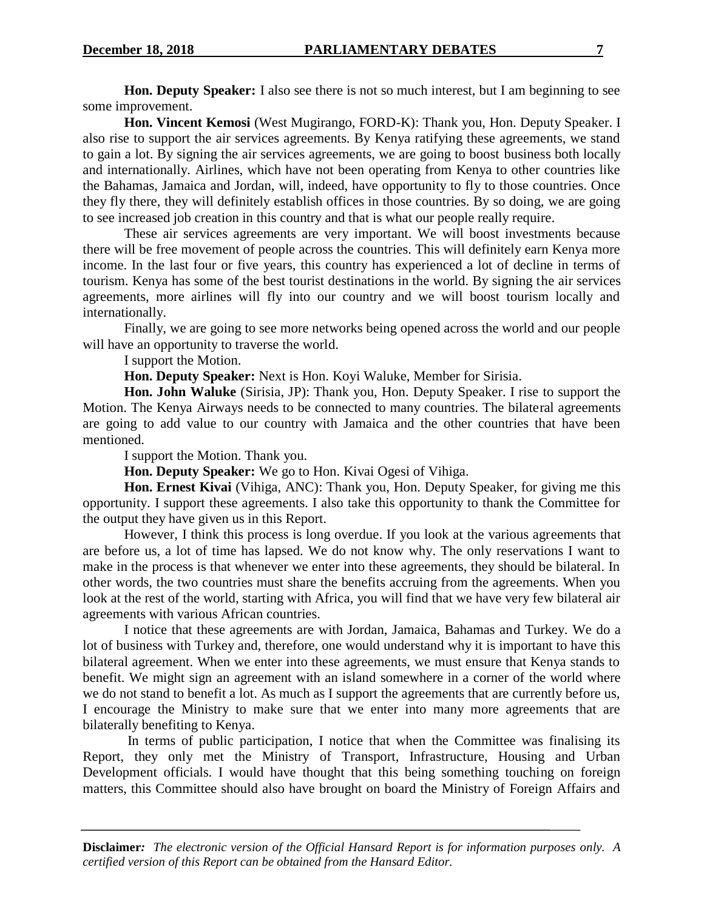**Hon. Deputy Speaker:** I also see there is not so much interest, but I am beginning to see some improvement.

**Hon. Vincent Kemosi** (West Mugirango, FORD-K): Thank you, Hon. Deputy Speaker. I also rise to support the air services agreements. By Kenya ratifying these agreements, we stand to gain a lot. By signing the air services agreements, we are going to boost business both locally and internationally. Airlines, which have not been operating from Kenya to other countries like the Bahamas, Jamaica and Jordan, will, indeed, have opportunity to fly to those countries. Once they fly there, they will definitely establish offices in those countries. By so doing, we are going to see increased job creation in this country and that is what our people really require.

These air services agreements are very important. We will boost investments because there will be free movement of people across the countries. This will definitely earn Kenya more income. In the last four or five years, this country has experienced a lot of decline in terms of tourism. Kenya has some of the best tourist destinations in the world. By signing the air services agreements, more airlines will fly into our country and we will boost tourism locally and internationally.

Finally, we are going to see more networks being opened across the world and our people will have an opportunity to traverse the world.

I support the Motion.

**Hon. Deputy Speaker:** Next is Hon. Koyi Waluke, Member for Sirisia.

**Hon. John Waluke** (Sirisia, JP): Thank you, Hon. Deputy Speaker. I rise to support the Motion. The Kenya Airways needs to be connected to many countries. The bilateral agreements are going to add value to our country with Jamaica and the other countries that have been mentioned.

I support the Motion. Thank you.

**Hon. Deputy Speaker:** We go to Hon. Kivai Ogesi of Vihiga.

**Hon. Ernest Kivai** (Vihiga, ANC): Thank you, Hon. Deputy Speaker, for giving me this opportunity. I support these agreements. I also take this opportunity to thank the Committee for the output they have given us in this Report.

However, I think this process is long overdue. If you look at the various agreements that are before us, a lot of time has lapsed. We do not know why. The only reservations I want to make in the process is that whenever we enter into these agreements, they should be bilateral. In other words, the two countries must share the benefits accruing from the agreements. When you look at the rest of the world, starting with Africa, you will find that we have very few bilateral air agreements with various African countries.

I notice that these agreements are with Jordan, Jamaica, Bahamas and Turkey. We do a lot of business with Turkey and, therefore, one would understand why it is important to have this bilateral agreement. When we enter into these agreements, we must ensure that Kenya stands to benefit. We might sign an agreement with an island somewhere in a corner of the world where we do not stand to benefit a lot. As much as I support the agreements that are currently before us, I encourage the Ministry to make sure that we enter into many more agreements that are bilaterally benefiting to Kenya.

In terms of public participation, I notice that when the Committee was finalising its Report, they only met the Ministry of Transport, Infrastructure, Housing and Urban Development officials. I would have thought that this being something touching on foreign matters, this Committee should also have brought on board the Ministry of Foreign Affairs and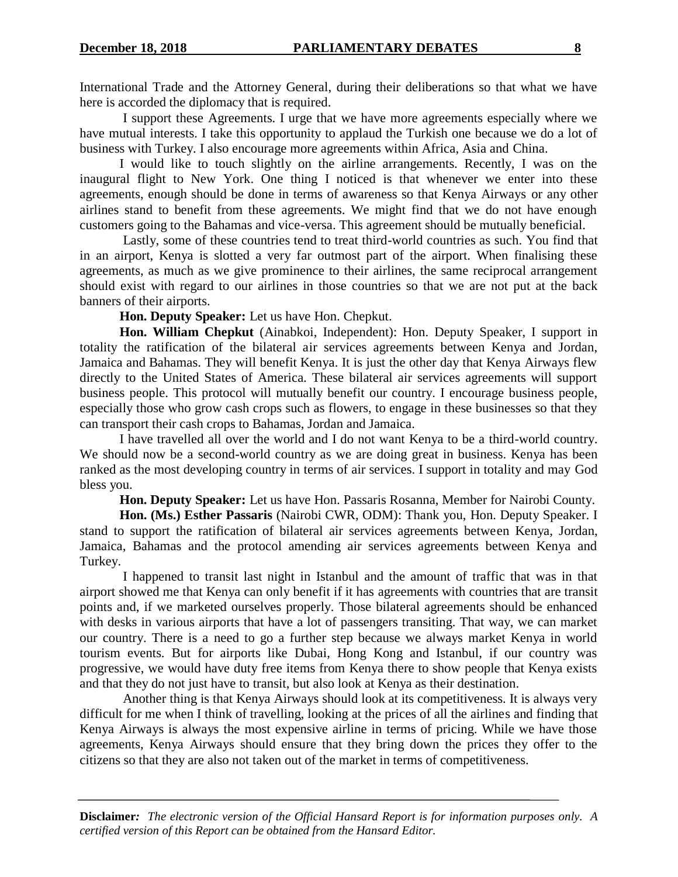International Trade and the Attorney General, during their deliberations so that what we have here is accorded the diplomacy that is required.

I support these Agreements. I urge that we have more agreements especially where we have mutual interests. I take this opportunity to applaud the Turkish one because we do a lot of business with Turkey. I also encourage more agreements within Africa, Asia and China.

I would like to touch slightly on the airline arrangements. Recently, I was on the inaugural flight to New York. One thing I noticed is that whenever we enter into these agreements, enough should be done in terms of awareness so that Kenya Airways or any other airlines stand to benefit from these agreements. We might find that we do not have enough customers going to the Bahamas and vice-versa. This agreement should be mutually beneficial.

Lastly, some of these countries tend to treat third-world countries as such. You find that in an airport, Kenya is slotted a very far outmost part of the airport. When finalising these agreements, as much as we give prominence to their airlines, the same reciprocal arrangement should exist with regard to our airlines in those countries so that we are not put at the back banners of their airports.

**Hon. Deputy Speaker:** Let us have Hon. Chepkut.

**Hon. William Chepkut** (Ainabkoi, Independent): Hon. Deputy Speaker, I support in totality the ratification of the bilateral air services agreements between Kenya and Jordan, Jamaica and Bahamas. They will benefit Kenya. It is just the other day that Kenya Airways flew directly to the United States of America. These bilateral air services agreements will support business people. This protocol will mutually benefit our country. I encourage business people, especially those who grow cash crops such as flowers, to engage in these businesses so that they can transport their cash crops to Bahamas, Jordan and Jamaica.

I have travelled all over the world and I do not want Kenya to be a third-world country. We should now be a second-world country as we are doing great in business. Kenya has been ranked as the most developing country in terms of air services. I support in totality and may God bless you.

**Hon. Deputy Speaker:** Let us have Hon. Passaris Rosanna, Member for Nairobi County.

**Hon. (Ms.) Esther Passaris** (Nairobi CWR, ODM): Thank you, Hon. Deputy Speaker. I stand to support the ratification of bilateral air services agreements between Kenya, Jordan, Jamaica, Bahamas and the protocol amending air services agreements between Kenya and Turkey.

I happened to transit last night in Istanbul and the amount of traffic that was in that airport showed me that Kenya can only benefit if it has agreements with countries that are transit points and, if we marketed ourselves properly. Those bilateral agreements should be enhanced with desks in various airports that have a lot of passengers transiting. That way, we can market our country. There is a need to go a further step because we always market Kenya in world tourism events. But for airports like Dubai, Hong Kong and Istanbul, if our country was progressive, we would have duty free items from Kenya there to show people that Kenya exists and that they do not just have to transit, but also look at Kenya as their destination.

Another thing is that Kenya Airways should look at its competitiveness. It is always very difficult for me when I think of travelling, looking at the prices of all the airlines and finding that Kenya Airways is always the most expensive airline in terms of pricing. While we have those agreements, Kenya Airways should ensure that they bring down the prices they offer to the citizens so that they are also not taken out of the market in terms of competitiveness.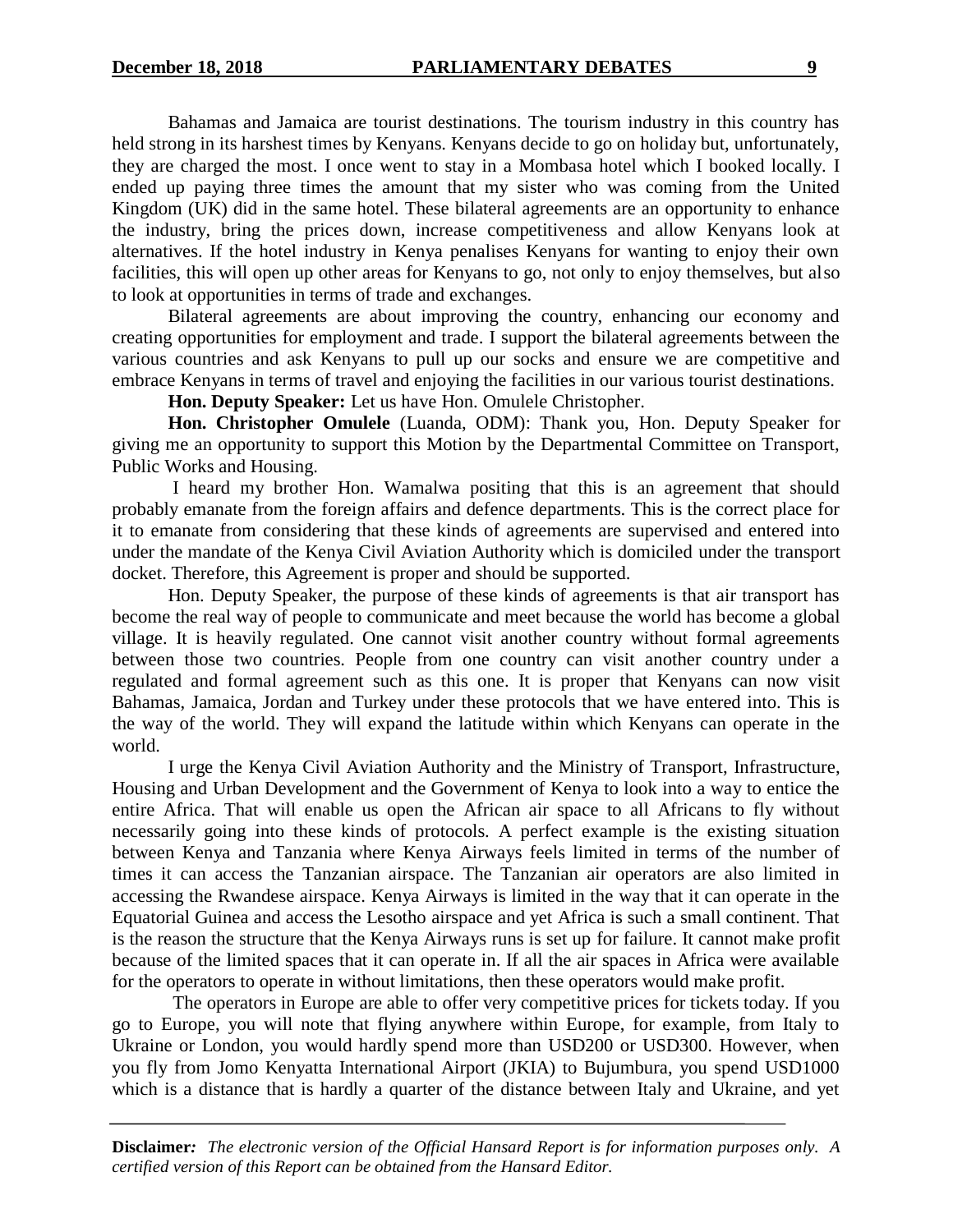Bahamas and Jamaica are tourist destinations. The tourism industry in this country has held strong in its harshest times by Kenyans. Kenyans decide to go on holiday but, unfortunately, they are charged the most. I once went to stay in a Mombasa hotel which I booked locally. I ended up paying three times the amount that my sister who was coming from the United Kingdom (UK) did in the same hotel. These bilateral agreements are an opportunity to enhance the industry, bring the prices down, increase competitiveness and allow Kenyans look at alternatives. If the hotel industry in Kenya penalises Kenyans for wanting to enjoy their own facilities, this will open up other areas for Kenyans to go, not only to enjoy themselves, but also to look at opportunities in terms of trade and exchanges.

Bilateral agreements are about improving the country, enhancing our economy and creating opportunities for employment and trade. I support the bilateral agreements between the various countries and ask Kenyans to pull up our socks and ensure we are competitive and embrace Kenyans in terms of travel and enjoying the facilities in our various tourist destinations.

**Hon. Deputy Speaker:** Let us have Hon. Omulele Christopher.

**Hon. Christopher Omulele** (Luanda, ODM): Thank you, Hon. Deputy Speaker for giving me an opportunity to support this Motion by the Departmental Committee on Transport, Public Works and Housing.

I heard my brother Hon. Wamalwa positing that this is an agreement that should probably emanate from the foreign affairs and defence departments. This is the correct place for it to emanate from considering that these kinds of agreements are supervised and entered into under the mandate of the Kenya Civil Aviation Authority which is domiciled under the transport docket. Therefore, this Agreement is proper and should be supported.

Hon. Deputy Speaker, the purpose of these kinds of agreements is that air transport has become the real way of people to communicate and meet because the world has become a global village. It is heavily regulated. One cannot visit another country without formal agreements between those two countries. People from one country can visit another country under a regulated and formal agreement such as this one. It is proper that Kenyans can now visit Bahamas, Jamaica, Jordan and Turkey under these protocols that we have entered into. This is the way of the world. They will expand the latitude within which Kenyans can operate in the world.

I urge the Kenya Civil Aviation Authority and the Ministry of Transport, Infrastructure, Housing and Urban Development and the Government of Kenya to look into a way to entice the entire Africa. That will enable us open the African air space to all Africans to fly without necessarily going into these kinds of protocols. A perfect example is the existing situation between Kenya and Tanzania where Kenya Airways feels limited in terms of the number of times it can access the Tanzanian airspace. The Tanzanian air operators are also limited in accessing the Rwandese airspace. Kenya Airways is limited in the way that it can operate in the Equatorial Guinea and access the Lesotho airspace and yet Africa is such a small continent. That is the reason the structure that the Kenya Airways runs is set up for failure. It cannot make profit because of the limited spaces that it can operate in. If all the air spaces in Africa were available for the operators to operate in without limitations, then these operators would make profit.

The operators in Europe are able to offer very competitive prices for tickets today. If you go to Europe, you will note that flying anywhere within Europe, for example, from Italy to Ukraine or London, you would hardly spend more than USD200 or USD300. However, when you fly from Jomo Kenyatta International Airport (JKIA) to Bujumbura, you spend USD1000 which is a distance that is hardly a quarter of the distance between Italy and Ukraine, and yet

**Disclaimer:** *The electronic version of the Official Hansard Report is for information purposes only. A certified version of this Report can be obtained from the Hansard Editor.*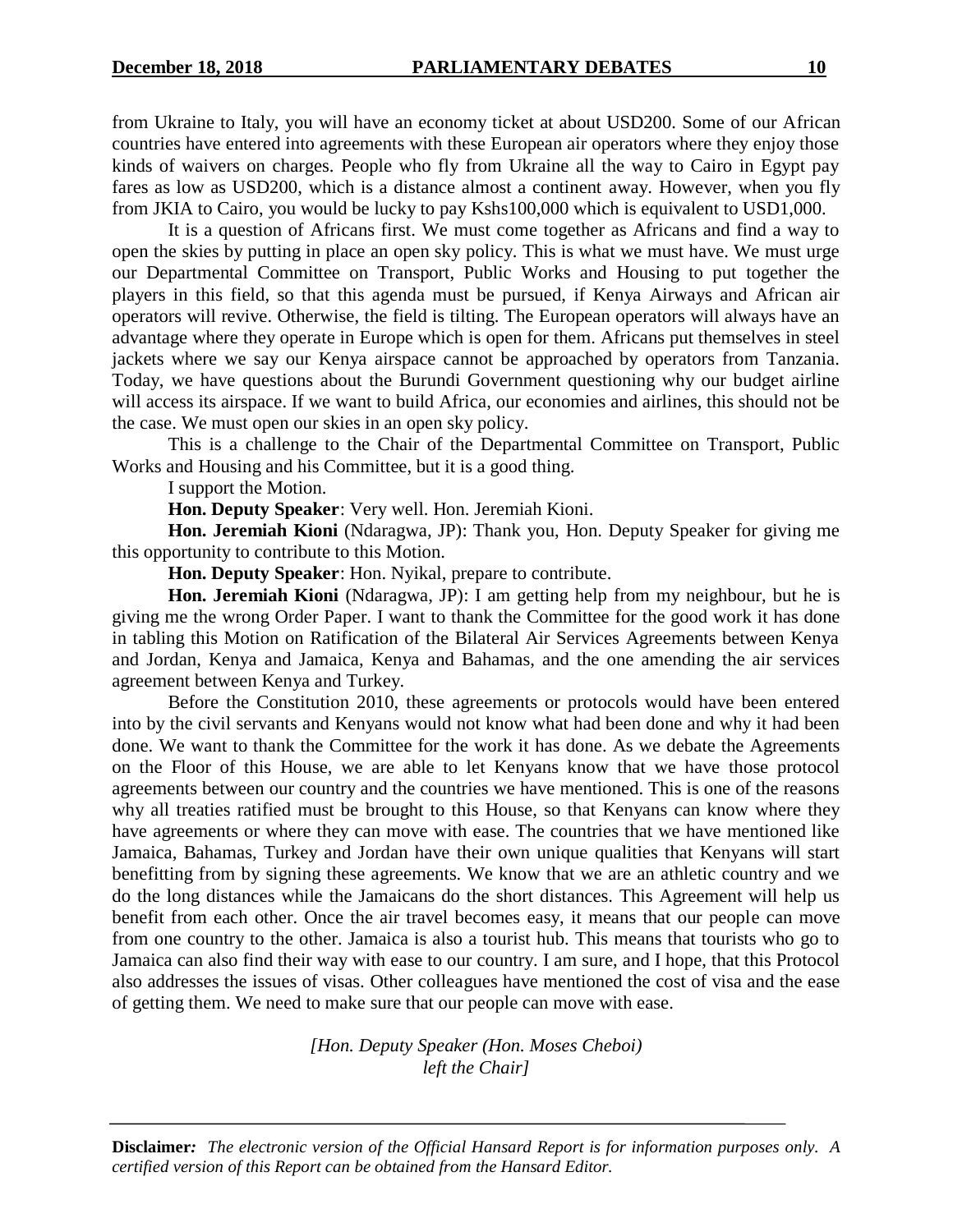from Ukraine to Italy, you will have an economy ticket at about USD200. Some of our African countries have entered into agreements with these European air operators where they enjoy those kinds of waivers on charges. People who fly from Ukraine all the way to Cairo in Egypt pay fares as low as USD200, which is a distance almost a continent away. However, when you fly from JKIA to Cairo, you would be lucky to pay Kshs100,000 which is equivalent to USD1,000.

It is a question of Africans first. We must come together as Africans and find a way to open the skies by putting in place an open sky policy. This is what we must have. We must urge our Departmental Committee on Transport, Public Works and Housing to put together the players in this field, so that this agenda must be pursued, if Kenya Airways and African air operators will revive. Otherwise, the field is tilting. The European operators will always have an advantage where they operate in Europe which is open for them. Africans put themselves in steel jackets where we say our Kenya airspace cannot be approached by operators from Tanzania. Today, we have questions about the Burundi Government questioning why our budget airline will access its airspace. If we want to build Africa, our economies and airlines, this should not be the case. We must open our skies in an open sky policy.

This is a challenge to the Chair of the Departmental Committee on Transport, Public Works and Housing and his Committee, but it is a good thing.

I support the Motion.

**Hon. Deputy Speaker**: Very well. Hon. Jeremiah Kioni.

**Hon. Jeremiah Kioni** (Ndaragwa, JP): Thank you, Hon. Deputy Speaker for giving me this opportunity to contribute to this Motion.

**Hon. Deputy Speaker**: Hon. Nyikal, prepare to contribute.

**Hon. Jeremiah Kioni** (Ndaragwa, JP): I am getting help from my neighbour, but he is giving me the wrong Order Paper. I want to thank the Committee for the good work it has done in tabling this Motion on Ratification of the Bilateral Air Services Agreements between Kenya and Jordan, Kenya and Jamaica, Kenya and Bahamas, and the one amending the air services agreement between Kenya and Turkey.

Before the Constitution 2010, these agreements or protocols would have been entered into by the civil servants and Kenyans would not know what had been done and why it had been done. We want to thank the Committee for the work it has done. As we debate the Agreements on the Floor of this House, we are able to let Kenyans know that we have those protocol agreements between our country and the countries we have mentioned. This is one of the reasons why all treaties ratified must be brought to this House, so that Kenyans can know where they have agreements or where they can move with ease. The countries that we have mentioned like Jamaica, Bahamas, Turkey and Jordan have their own unique qualities that Kenyans will start benefitting from by signing these agreements. We know that we are an athletic country and we do the long distances while the Jamaicans do the short distances. This Agreement will help us benefit from each other. Once the air travel becomes easy, it means that our people can move from one country to the other. Jamaica is also a tourist hub. This means that tourists who go to Jamaica can also find their way with ease to our country. I am sure, and I hope, that this Protocol also addresses the issues of visas. Other colleagues have mentioned the cost of visa and the ease of getting them. We need to make sure that our people can move with ease.

*[Hon. Deputy Speaker (Hon. Moses Cheboi) left the Chair]*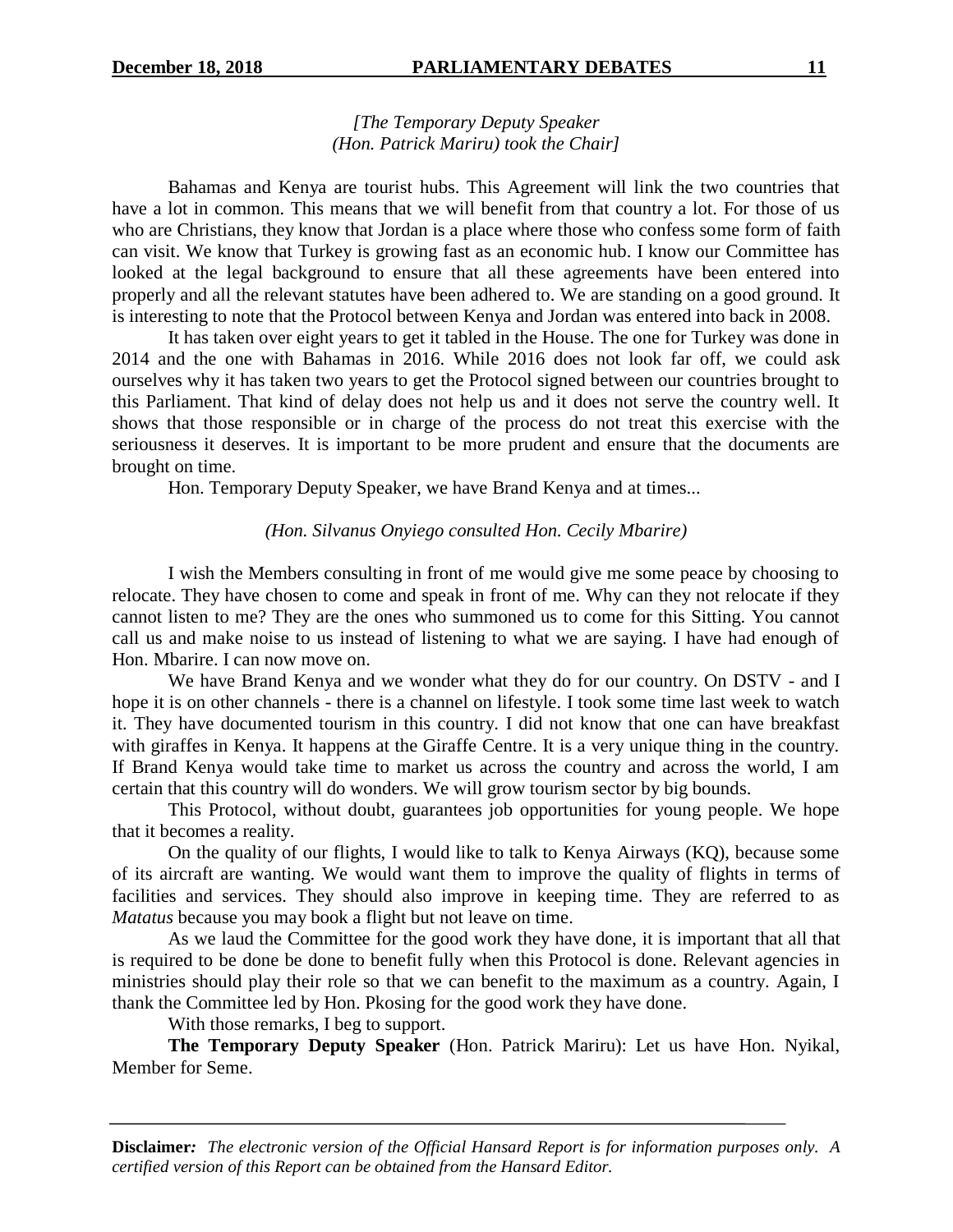*[The Temporary Deputy Speaker (Hon. Patrick Mariru) took the Chair]*

Bahamas and Kenya are tourist hubs. This Agreement will link the two countries that have a lot in common. This means that we will benefit from that country a lot. For those of us who are Christians, they know that Jordan is a place where those who confess some form of faith can visit. We know that Turkey is growing fast as an economic hub. I know our Committee has looked at the legal background to ensure that all these agreements have been entered into properly and all the relevant statutes have been adhered to. We are standing on a good ground. It is interesting to note that the Protocol between Kenya and Jordan was entered into back in 2008.

It has taken over eight years to get it tabled in the House. The one for Turkey was done in 2014 and the one with Bahamas in 2016. While 2016 does not look far off, we could ask ourselves why it has taken two years to get the Protocol signed between our countries brought to this Parliament. That kind of delay does not help us and it does not serve the country well. It shows that those responsible or in charge of the process do not treat this exercise with the seriousness it deserves. It is important to be more prudent and ensure that the documents are brought on time.

Hon. Temporary Deputy Speaker, we have Brand Kenya and at times...

*(Hon. Silvanus Onyiego consulted Hon. Cecily Mbarire)*

I wish the Members consulting in front of me would give me some peace by choosing to relocate. They have chosen to come and speak in front of me. Why can they not relocate if they cannot listen to me? They are the ones who summoned us to come for this Sitting. You cannot call us and make noise to us instead of listening to what we are saying. I have had enough of Hon. Mbarire. I can now move on.

We have Brand Kenya and we wonder what they do for our country. On DSTV - and I hope it is on other channels - there is a channel on lifestyle. I took some time last week to watch it. They have documented tourism in this country. I did not know that one can have breakfast with giraffes in Kenya. It happens at the Giraffe Centre. It is a very unique thing in the country. If Brand Kenya would take time to market us across the country and across the world, I am certain that this country will do wonders. We will grow tourism sector by big bounds.

This Protocol, without doubt, guarantees job opportunities for young people. We hope that it becomes a reality.

On the quality of our flights, I would like to talk to Kenya Airways (KQ), because some of its aircraft are wanting. We would want them to improve the quality of flights in terms of facilities and services. They should also improve in keeping time. They are referred to as *Matatus* because you may book a flight but not leave on time.

As we laud the Committee for the good work they have done, it is important that all that is required to be done be done to benefit fully when this Protocol is done. Relevant agencies in ministries should play their role so that we can benefit to the maximum as a country. Again, I thank the Committee led by Hon. Pkosing for the good work they have done.

With those remarks, I beg to support.

**The Temporary Deputy Speaker** (Hon. Patrick Mariru): Let us have Hon. Nyikal, Member for Seme.

**Disclaimer***:* *The electronic version of the Official Hansard Report is for information purposes only. A certified version of this Report can be obtained from the Hansard Editor.*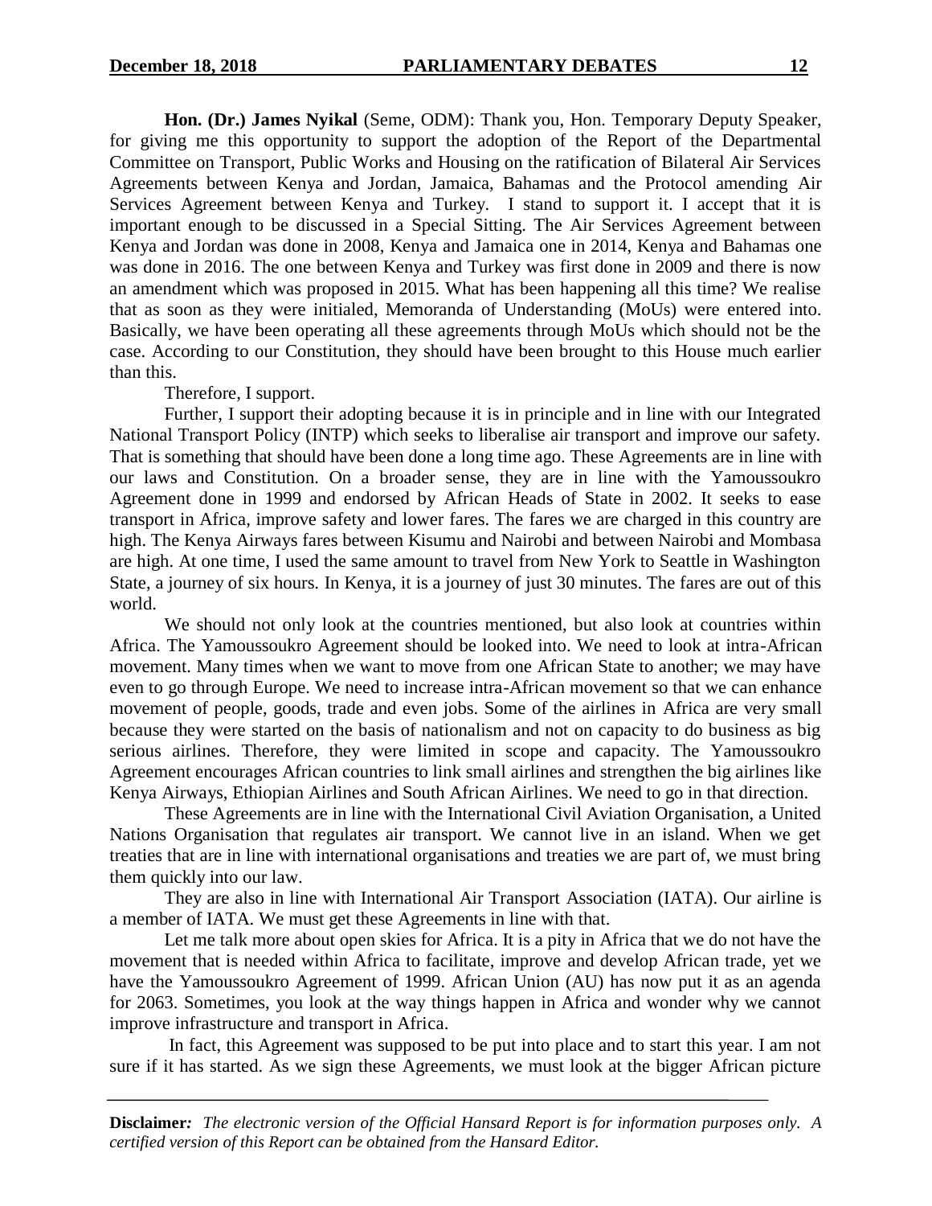**Hon. (Dr.) James Nyikal** (Seme, ODM): Thank you, Hon. Temporary Deputy Speaker, for giving me this opportunity to support the adoption of the Report of the Departmental Committee on Transport, Public Works and Housing on the ratification of Bilateral Air Services Agreements between Kenya and Jordan, Jamaica, Bahamas and the Protocol amending Air Services Agreement between Kenya and Turkey. I stand to support it. I accept that it is important enough to be discussed in a Special Sitting. The Air Services Agreement between Kenya and Jordan was done in 2008, Kenya and Jamaica one in 2014, Kenya and Bahamas one was done in 2016. The one between Kenya and Turkey was first done in 2009 and there is now an amendment which was proposed in 2015. What has been happening all this time? We realise that as soon as they were initialed, Memoranda of Understanding (MoUs) were entered into. Basically, we have been operating all these agreements through MoUs which should not be the case. According to our Constitution, they should have been brought to this House much earlier than this.

Therefore, I support.

Further, I support their adopting because it is in principle and in line with our Integrated National Transport Policy (INTP) which seeks to liberalise air transport and improve our safety. That is something that should have been done a long time ago. These Agreements are in line with our laws and Constitution. On a broader sense, they are in line with the Yamoussoukro Agreement done in 1999 and endorsed by African Heads of State in 2002. It seeks to ease transport in Africa, improve safety and lower fares. The fares we are charged in this country are high. The Kenya Airways fares between Kisumu and Nairobi and between Nairobi and Mombasa are high. At one time, I used the same amount to travel from New York to Seattle in Washington State, a journey of six hours. In Kenya, it is a journey of just 30 minutes. The fares are out of this world.

We should not only look at the countries mentioned, but also look at countries within Africa. The Yamoussoukro Agreement should be looked into. We need to look at intra-African movement. Many times when we want to move from one African State to another; we may have even to go through Europe. We need to increase intra-African movement so that we can enhance movement of people, goods, trade and even jobs. Some of the airlines in Africa are very small because they were started on the basis of nationalism and not on capacity to do business as big serious airlines. Therefore, they were limited in scope and capacity. The Yamoussoukro Agreement encourages African countries to link small airlines and strengthen the big airlines like Kenya Airways, Ethiopian Airlines and South African Airlines. We need to go in that direction.

These Agreements are in line with the International Civil Aviation Organisation, a United Nations Organisation that regulates air transport. We cannot live in an island. When we get treaties that are in line with international organisations and treaties we are part of, we must bring them quickly into our law.

They are also in line with International Air Transport Association (IATA). Our airline is a member of IATA. We must get these Agreements in line with that.

Let me talk more about open skies for Africa. It is a pity in Africa that we do not have the movement that is needed within Africa to facilitate, improve and develop African trade, yet we have the Yamoussoukro Agreement of 1999. African Union (AU) has now put it as an agenda for 2063. Sometimes, you look at the way things happen in Africa and wonder why we cannot improve infrastructure and transport in Africa.

In fact, this Agreement was supposed to be put into place and to start this year. I am not sure if it has started. As we sign these Agreements, we must look at the bigger African picture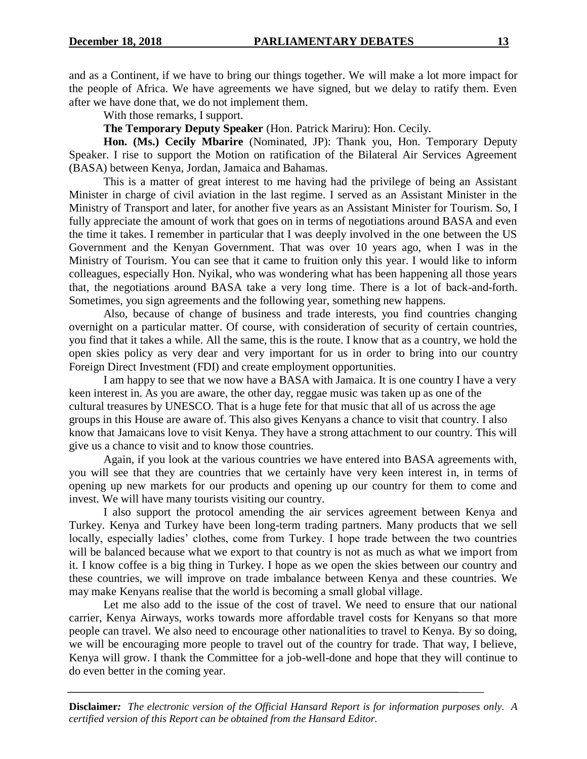and as a Continent, if we have to bring our things together. We will make a lot more impact for the people of Africa. We have agreements we have signed, but we delay to ratify them. Even after we have done that, we do not implement them.

With those remarks, I support.

**The Temporary Deputy Speaker** (Hon. Patrick Mariru): Hon. Cecily.

**Hon. (Ms.) Cecily Mbarire** (Nominated, JP): Thank you, Hon. Temporary Deputy Speaker. I rise to support the Motion on ratification of the Bilateral Air Services Agreement (BASA) between Kenya, Jordan, Jamaica and Bahamas.

This is a matter of great interest to me having had the privilege of being an Assistant Minister in charge of civil aviation in the last regime. I served as an Assistant Minister in the Ministry of Transport and later, for another five years as an Assistant Minister for Tourism. So, I fully appreciate the amount of work that goes on in terms of negotiations around BASA and even the time it takes. I remember in particular that I was deeply involved in the one between the US Government and the Kenyan Government. That was over 10 years ago, when I was in the Ministry of Tourism. You can see that it came to fruition only this year. I would like to inform colleagues, especially Hon. Nyikal, who was wondering what has been happening all those years that, the negotiations around BASA take a very long time. There is a lot of back-and-forth. Sometimes, you sign agreements and the following year, something new happens.

Also, because of change of business and trade interests, you find countries changing overnight on a particular matter. Of course, with consideration of security of certain countries, you find that it takes a while. All the same, this is the route. I know that as a country, we hold the open skies policy as very dear and very important for us in order to bring into our country Foreign Direct Investment (FDI) and create employment opportunities.

I am happy to see that we now have a BASA with Jamaica. It is one country I have a very keen interest in. As you are aware, the other day, reggae music was taken up as one of the cultural treasures by UNESCO. That is a huge fete for that music that all of us across the age groups in this House are aware of. This also gives Kenyans a chance to visit that country. I also know that Jamaicans love to visit Kenya. They have a strong attachment to our country. This will give us a chance to visit and to know those countries.

Again, if you look at the various countries we have entered into BASA agreements with, you will see that they are countries that we certainly have very keen interest in, in terms of opening up new markets for our products and opening up our country for them to come and invest. We will have many tourists visiting our country.

I also support the protocol amending the air services agreement between Kenya and Turkey. Kenya and Turkey have been long-term trading partners. Many products that we sell locally, especially ladies' clothes, come from Turkey. I hope trade between the two countries will be balanced because what we export to that country is not as much as what we import from it. I know coffee is a big thing in Turkey. I hope as we open the skies between our country and these countries, we will improve on trade imbalance between Kenya and these countries. We may make Kenyans realise that the world is becoming a small global village.

Let me also add to the issue of the cost of travel. We need to ensure that our national carrier, Kenya Airways, works towards more affordable travel costs for Kenyans so that more people can travel. We also need to encourage other nationalities to travel to Kenya. By so doing, we will be encouraging more people to travel out of the country for trade. That way, I believe, Kenya will grow. I thank the Committee for a job-well-done and hope that they will continue to do even better in the coming year.

**Disclaimer***:* *The electronic version of the Official Hansard Report is for information purposes only. A certified version of this Report can be obtained from the Hansard Editor.*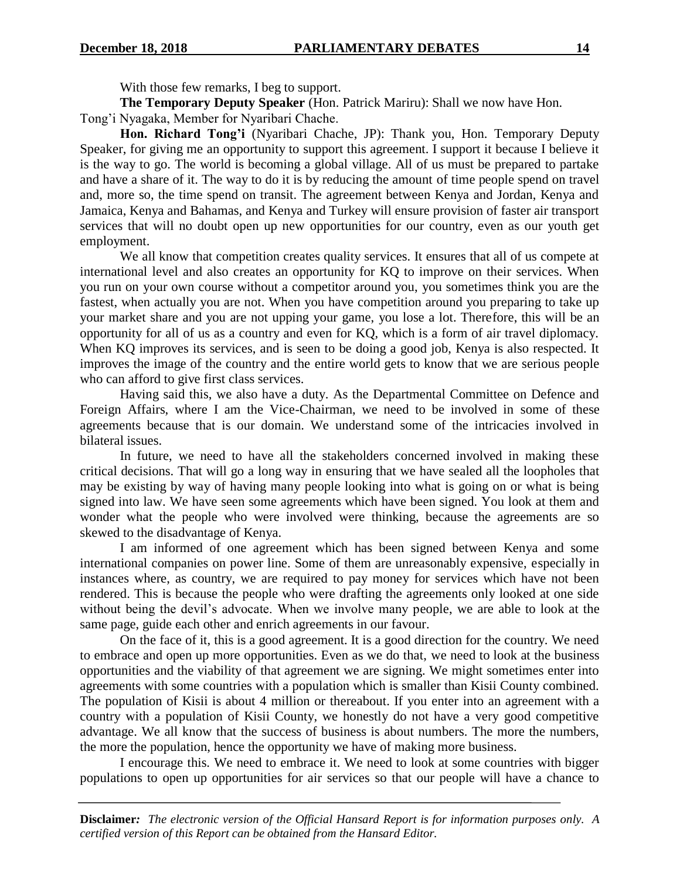With those few remarks, I beg to support.

**The Temporary Deputy Speaker** (Hon. Patrick Mariru): Shall we now have Hon. Tong'i Nyagaka, Member for Nyaribari Chache.

**Hon. Richard Tong'i** (Nyaribari Chache, JP): Thank you, Hon. Temporary Deputy Speaker, for giving me an opportunity to support this agreement. I support it because I believe it is the way to go. The world is becoming a global village. All of us must be prepared to partake and have a share of it. The way to do it is by reducing the amount of time people spend on travel and, more so, the time spend on transit. The agreement between Kenya and Jordan, Kenya and Jamaica, Kenya and Bahamas, and Kenya and Turkey will ensure provision of faster air transport services that will no doubt open up new opportunities for our country, even as our youth get employment.

We all know that competition creates quality services. It ensures that all of us compete at international level and also creates an opportunity for KQ to improve on their services. When you run on your own course without a competitor around you, you sometimes think you are the fastest, when actually you are not. When you have competition around you preparing to take up your market share and you are not upping your game, you lose a lot. Therefore, this will be an opportunity for all of us as a country and even for KQ, which is a form of air travel diplomacy. When KQ improves its services, and is seen to be doing a good job, Kenya is also respected. It improves the image of the country and the entire world gets to know that we are serious people who can afford to give first class services.

Having said this, we also have a duty. As the Departmental Committee on Defence and Foreign Affairs, where I am the Vice-Chairman, we need to be involved in some of these agreements because that is our domain. We understand some of the intricacies involved in bilateral issues.

In future, we need to have all the stakeholders concerned involved in making these critical decisions. That will go a long way in ensuring that we have sealed all the loopholes that may be existing by way of having many people looking into what is going on or what is being signed into law. We have seen some agreements which have been signed. You look at them and wonder what the people who were involved were thinking, because the agreements are so skewed to the disadvantage of Kenya.

I am informed of one agreement which has been signed between Kenya and some international companies on power line. Some of them are unreasonably expensive, especially in instances where, as country, we are required to pay money for services which have not been rendered. This is because the people who were drafting the agreements only looked at one side without being the devil's advocate. When we involve many people, we are able to look at the same page, guide each other and enrich agreements in our favour.

On the face of it, this is a good agreement. It is a good direction for the country. We need to embrace and open up more opportunities. Even as we do that, we need to look at the business opportunities and the viability of that agreement we are signing. We might sometimes enter into agreements with some countries with a population which is smaller than Kisii County combined. The population of Kisii is about 4 million or thereabout. If you enter into an agreement with a country with a population of Kisii County, we honestly do not have a very good competitive advantage. We all know that the success of business is about numbers. The more the numbers, the more the population, hence the opportunity we have of making more business.

I encourage this. We need to embrace it. We need to look at some countries with bigger populations to open up opportunities for air services so that our people will have a chance to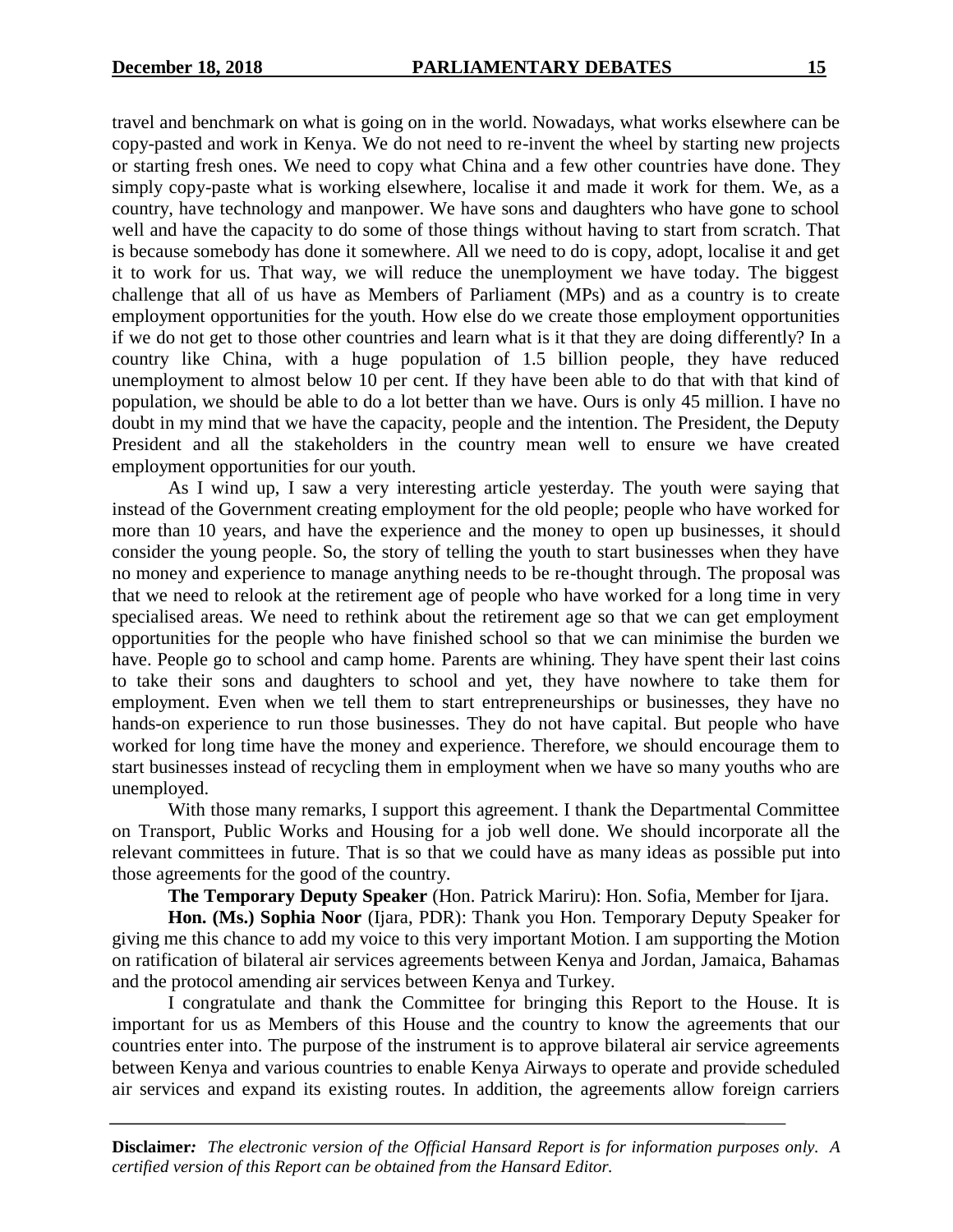travel and benchmark on what is going on in the world. Nowadays, what works elsewhere can be copy-pasted and work in Kenya. We do not need to re-invent the wheel by starting new projects or starting fresh ones. We need to copy what China and a few other countries have done. They simply copy-paste what is working elsewhere, localise it and made it work for them. We, as a country, have technology and manpower. We have sons and daughters who have gone to school well and have the capacity to do some of those things without having to start from scratch. That is because somebody has done it somewhere. All we need to do is copy, adopt, localise it and get it to work for us. That way, we will reduce the unemployment we have today. The biggest challenge that all of us have as Members of Parliament (MPs) and as a country is to create employment opportunities for the youth. How else do we create those employment opportunities if we do not get to those other countries and learn what is it that they are doing differently? In a country like China, with a huge population of 1.5 billion people, they have reduced unemployment to almost below 10 per cent. If they have been able to do that with that kind of population, we should be able to do a lot better than we have. Ours is only 45 million. I have no doubt in my mind that we have the capacity, people and the intention. The President, the Deputy President and all the stakeholders in the country mean well to ensure we have created employment opportunities for our youth.

As I wind up, I saw a very interesting article yesterday. The youth were saying that instead of the Government creating employment for the old people; people who have worked for more than 10 years, and have the experience and the money to open up businesses, it should consider the young people. So, the story of telling the youth to start businesses when they have no money and experience to manage anything needs to be re-thought through. The proposal was that we need to relook at the retirement age of people who have worked for a long time in very specialised areas. We need to rethink about the retirement age so that we can get employment opportunities for the people who have finished school so that we can minimise the burden we have. People go to school and camp home. Parents are whining. They have spent their last coins to take their sons and daughters to school and yet, they have nowhere to take them for employment. Even when we tell them to start entrepreneurships or businesses, they have no hands-on experience to run those businesses. They do not have capital. But people who have worked for long time have the money and experience. Therefore, we should encourage them to start businesses instead of recycling them in employment when we have so many youths who are unemployed.

With those many remarks, I support this agreement. I thank the Departmental Committee on Transport, Public Works and Housing for a job well done. We should incorporate all the relevant committees in future. That is so that we could have as many ideas as possible put into those agreements for the good of the country.

**The Temporary Deputy Speaker** (Hon. Patrick Mariru): Hon. Sofia, Member for Ijara.

**Hon. (Ms.) Sophia Noor** (Ijara, PDR): Thank you Hon. Temporary Deputy Speaker for giving me this chance to add my voice to this very important Motion. I am supporting the Motion on ratification of bilateral air services agreements between Kenya and Jordan, Jamaica, Bahamas and the protocol amending air services between Kenya and Turkey.

I congratulate and thank the Committee for bringing this Report to the House. It is important for us as Members of this House and the country to know the agreements that our countries enter into. The purpose of the instrument is to approve bilateral air service agreements between Kenya and various countries to enable Kenya Airways to operate and provide scheduled air services and expand its existing routes. In addition, the agreements allow foreign carriers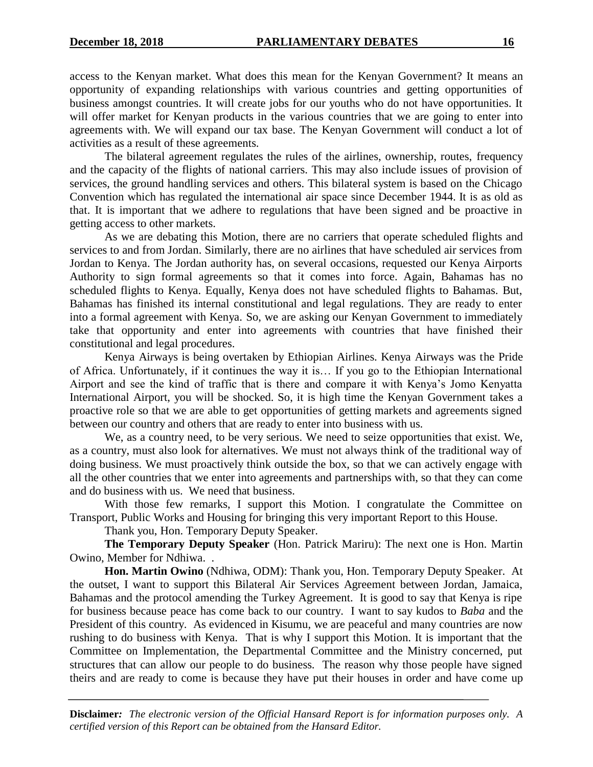access to the Kenyan market. What does this mean for the Kenyan Government? It means an opportunity of expanding relationships with various countries and getting opportunities of business amongst countries. It will create jobs for our youths who do not have opportunities. It will offer market for Kenyan products in the various countries that we are going to enter into agreements with. We will expand our tax base. The Kenyan Government will conduct a lot of activities as a result of these agreements.

The bilateral agreement regulates the rules of the airlines, ownership, routes, frequency and the capacity of the flights of national carriers. This may also include issues of provision of services, the ground handling services and others. This bilateral system is based on the Chicago Convention which has regulated the international air space since December 1944. It is as old as that. It is important that we adhere to regulations that have been signed and be proactive in getting access to other markets.

As we are debating this Motion, there are no carriers that operate scheduled flights and services to and from Jordan. Similarly, there are no airlines that have scheduled air services from Jordan to Kenya. The Jordan authority has, on several occasions, requested our Kenya Airports Authority to sign formal agreements so that it comes into force. Again, Bahamas has no scheduled flights to Kenya. Equally, Kenya does not have scheduled flights to Bahamas. But, Bahamas has finished its internal constitutional and legal regulations. They are ready to enter into a formal agreement with Kenya. So, we are asking our Kenyan Government to immediately take that opportunity and enter into agreements with countries that have finished their constitutional and legal procedures.

Kenya Airways is being overtaken by Ethiopian Airlines. Kenya Airways was the Pride of Africa. Unfortunately, if it continues the way it is… If you go to the Ethiopian International Airport and see the kind of traffic that is there and compare it with Kenya's Jomo Kenyatta International Airport, you will be shocked. So, it is high time the Kenyan Government takes a proactive role so that we are able to get opportunities of getting markets and agreements signed between our country and others that are ready to enter into business with us.

We, as a country need, to be very serious. We need to seize opportunities that exist. We, as a country, must also look for alternatives. We must not always think of the traditional way of doing business. We must proactively think outside the box, so that we can actively engage with all the other countries that we enter into agreements and partnerships with, so that they can come and do business with us. We need that business.

With those few remarks, I support this Motion. I congratulate the Committee on Transport, Public Works and Housing for bringing this very important Report to this House.

Thank you, Hon. Temporary Deputy Speaker.

**The Temporary Deputy Speaker** (Hon. Patrick Mariru): The next one is Hon. Martin Owino, Member for Ndhiwa. .

**Hon. Martin Owino** (Ndhiwa, ODM): Thank you, Hon. Temporary Deputy Speaker. At the outset, I want to support this Bilateral Air Services Agreement between Jordan, Jamaica, Bahamas and the protocol amending the Turkey Agreement. It is good to say that Kenya is ripe for business because peace has come back to our country. I want to say kudos to *Baba* and the President of this country. As evidenced in Kisumu, we are peaceful and many countries are now rushing to do business with Kenya. That is why I support this Motion. It is important that the Committee on Implementation, the Departmental Committee and the Ministry concerned, put structures that can allow our people to do business. The reason why those people have signed theirs and are ready to come is because they have put their houses in order and have come up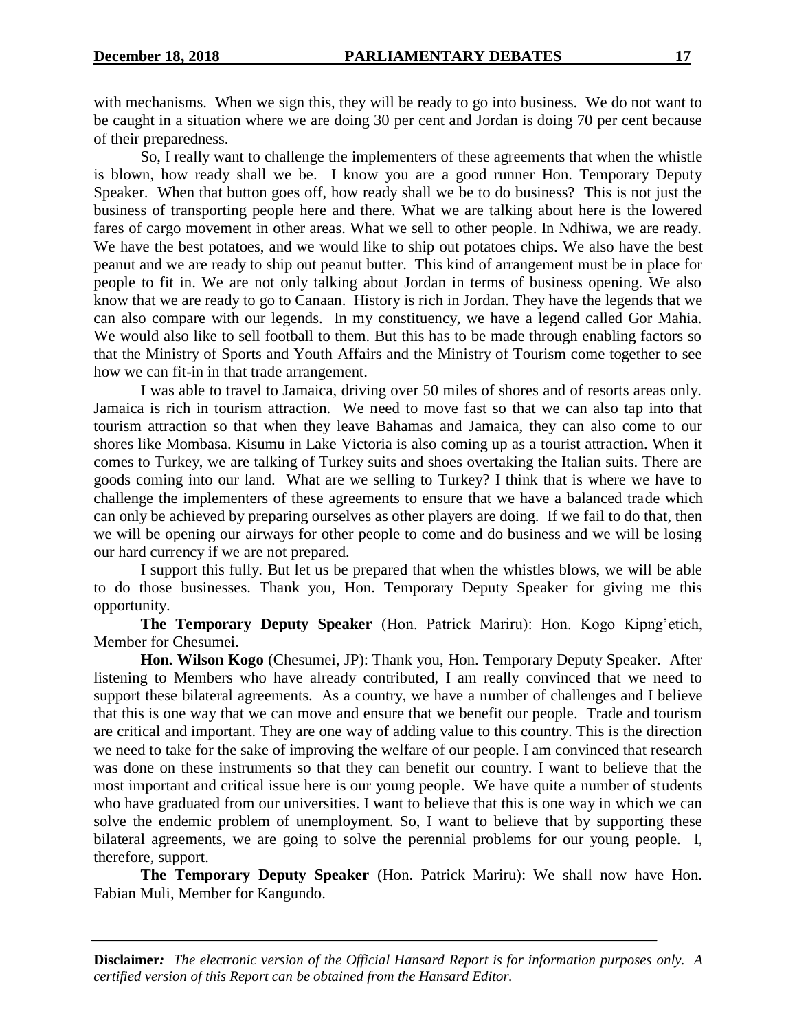with mechanisms. When we sign this, they will be ready to go into business. We do not want to be caught in a situation where we are doing 30 per cent and Jordan is doing 70 per cent because of their preparedness.

So, I really want to challenge the implementers of these agreements that when the whistle is blown, how ready shall we be. I know you are a good runner Hon. Temporary Deputy Speaker. When that button goes off, how ready shall we be to do business? This is not just the business of transporting people here and there. What we are talking about here is the lowered fares of cargo movement in other areas. What we sell to other people. In Ndhiwa, we are ready. We have the best potatoes, and we would like to ship out potatoes chips. We also have the best peanut and we are ready to ship out peanut butter. This kind of arrangement must be in place for people to fit in. We are not only talking about Jordan in terms of business opening. We also know that we are ready to go to Canaan. History is rich in Jordan. They have the legends that we can also compare with our legends. In my constituency, we have a legend called Gor Mahia. We would also like to sell football to them. But this has to be made through enabling factors so that the Ministry of Sports and Youth Affairs and the Ministry of Tourism come together to see how we can fit-in in that trade arrangement.

I was able to travel to Jamaica, driving over 50 miles of shores and of resorts areas only. Jamaica is rich in tourism attraction. We need to move fast so that we can also tap into that tourism attraction so that when they leave Bahamas and Jamaica, they can also come to our shores like Mombasa. Kisumu in Lake Victoria is also coming up as a tourist attraction. When it comes to Turkey, we are talking of Turkey suits and shoes overtaking the Italian suits. There are goods coming into our land. What are we selling to Turkey? I think that is where we have to challenge the implementers of these agreements to ensure that we have a balanced trade which can only be achieved by preparing ourselves as other players are doing. If we fail to do that, then we will be opening our airways for other people to come and do business and we will be losing our hard currency if we are not prepared.

I support this fully. But let us be prepared that when the whistles blows, we will be able to do those businesses. Thank you, Hon. Temporary Deputy Speaker for giving me this opportunity.

**The Temporary Deputy Speaker** (Hon. Patrick Mariru): Hon. Kogo Kipng'etich, Member for Chesumei.

**Hon. Wilson Kogo** (Chesumei, JP): Thank you, Hon. Temporary Deputy Speaker. After listening to Members who have already contributed, I am really convinced that we need to support these bilateral agreements. As a country, we have a number of challenges and I believe that this is one way that we can move and ensure that we benefit our people. Trade and tourism are critical and important. They are one way of adding value to this country. This is the direction we need to take for the sake of improving the welfare of our people. I am convinced that research was done on these instruments so that they can benefit our country. I want to believe that the most important and critical issue here is our young people. We have quite a number of students who have graduated from our universities. I want to believe that this is one way in which we can solve the endemic problem of unemployment. So, I want to believe that by supporting these bilateral agreements, we are going to solve the perennial problems for our young people. I, therefore, support.

**The Temporary Deputy Speaker** (Hon. Patrick Mariru): We shall now have Hon. Fabian Muli, Member for Kangundo.

**Disclaimer:** *The electronic version of the Official Hansard Report is for information purposes only. A certified version of this Report can be obtained from the Hansard Editor.*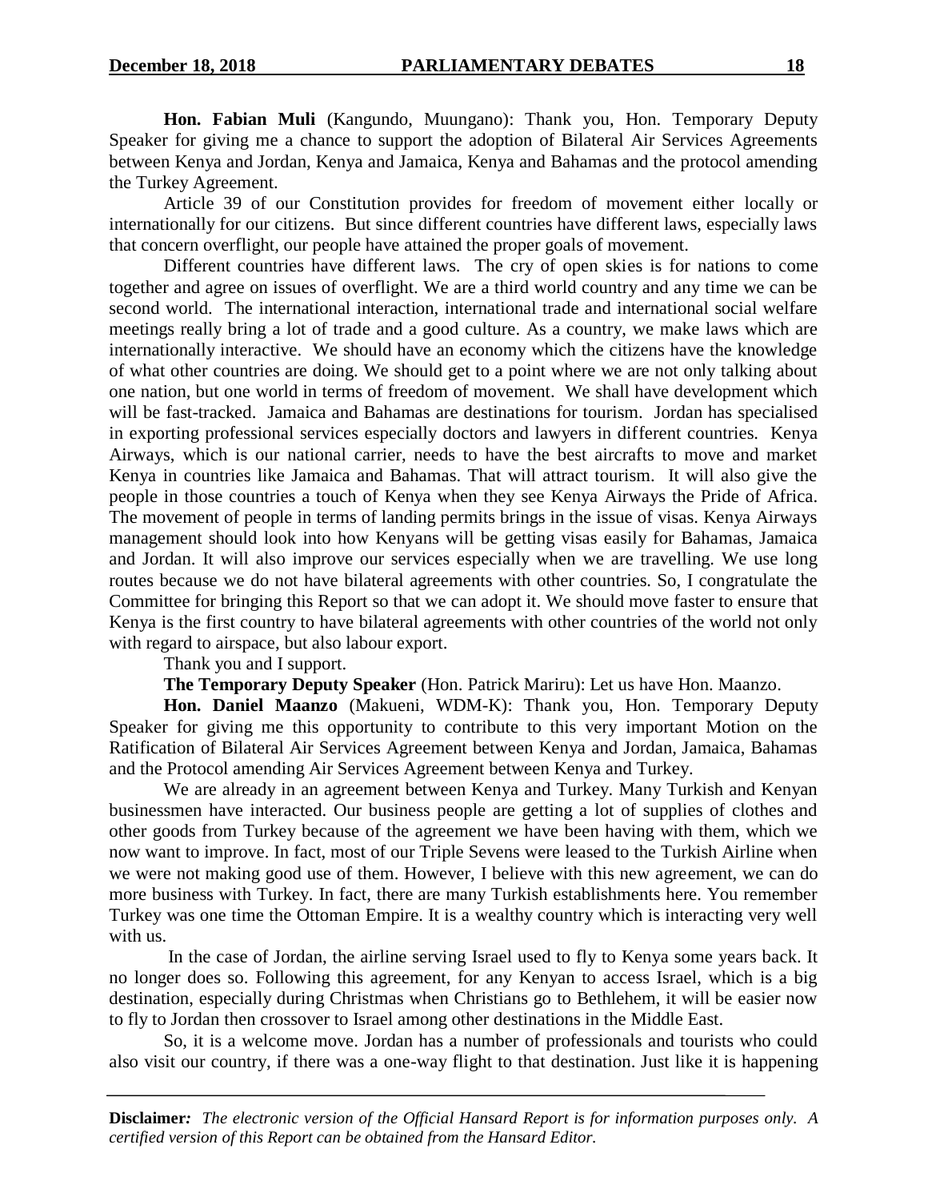**Hon. Fabian Muli** (Kangundo, Muungano): Thank you, Hon. Temporary Deputy Speaker for giving me a chance to support the adoption of Bilateral Air Services Agreements between Kenya and Jordan, Kenya and Jamaica, Kenya and Bahamas and the protocol amending the Turkey Agreement.

Article 39 of our Constitution provides for freedom of movement either locally or internationally for our citizens. But since different countries have different laws, especially laws that concern overflight, our people have attained the proper goals of movement.

Different countries have different laws. The cry of open skies is for nations to come together and agree on issues of overflight. We are a third world country and any time we can be second world. The international interaction, international trade and international social welfare meetings really bring a lot of trade and a good culture. As a country, we make laws which are internationally interactive. We should have an economy which the citizens have the knowledge of what other countries are doing. We should get to a point where we are not only talking about one nation, but one world in terms of freedom of movement. We shall have development which will be fast-tracked. Jamaica and Bahamas are destinations for tourism. Jordan has specialised in exporting professional services especially doctors and lawyers in different countries. Kenya Airways, which is our national carrier, needs to have the best aircrafts to move and market Kenya in countries like Jamaica and Bahamas. That will attract tourism. It will also give the people in those countries a touch of Kenya when they see Kenya Airways the Pride of Africa. The movement of people in terms of landing permits brings in the issue of visas. Kenya Airways management should look into how Kenyans will be getting visas easily for Bahamas, Jamaica and Jordan. It will also improve our services especially when we are travelling. We use long routes because we do not have bilateral agreements with other countries. So, I congratulate the Committee for bringing this Report so that we can adopt it. We should move faster to ensure that Kenya is the first country to have bilateral agreements with other countries of the world not only with regard to airspace, but also labour export.

Thank you and I support.

**The Temporary Deputy Speaker** (Hon. Patrick Mariru): Let us have Hon. Maanzo.

**Hon. Daniel Maanzo** (Makueni, WDM-K): Thank you, Hon. Temporary Deputy Speaker for giving me this opportunity to contribute to this very important Motion on the Ratification of Bilateral Air Services Agreement between Kenya and Jordan, Jamaica, Bahamas and the Protocol amending Air Services Agreement between Kenya and Turkey.

We are already in an agreement between Kenya and Turkey. Many Turkish and Kenyan businessmen have interacted. Our business people are getting a lot of supplies of clothes and other goods from Turkey because of the agreement we have been having with them, which we now want to improve. In fact, most of our Triple Sevens were leased to the Turkish Airline when we were not making good use of them. However, I believe with this new agreement, we can do more business with Turkey. In fact, there are many Turkish establishments here. You remember Turkey was one time the Ottoman Empire. It is a wealthy country which is interacting very well with us.

In the case of Jordan, the airline serving Israel used to fly to Kenya some years back. It no longer does so. Following this agreement, for any Kenyan to access Israel, which is a big destination, especially during Christmas when Christians go to Bethlehem, it will be easier now to fly to Jordan then crossover to Israel among other destinations in the Middle East.

So, it is a welcome move. Jordan has a number of professionals and tourists who could also visit our country, if there was a one-way flight to that destination. Just like it is happening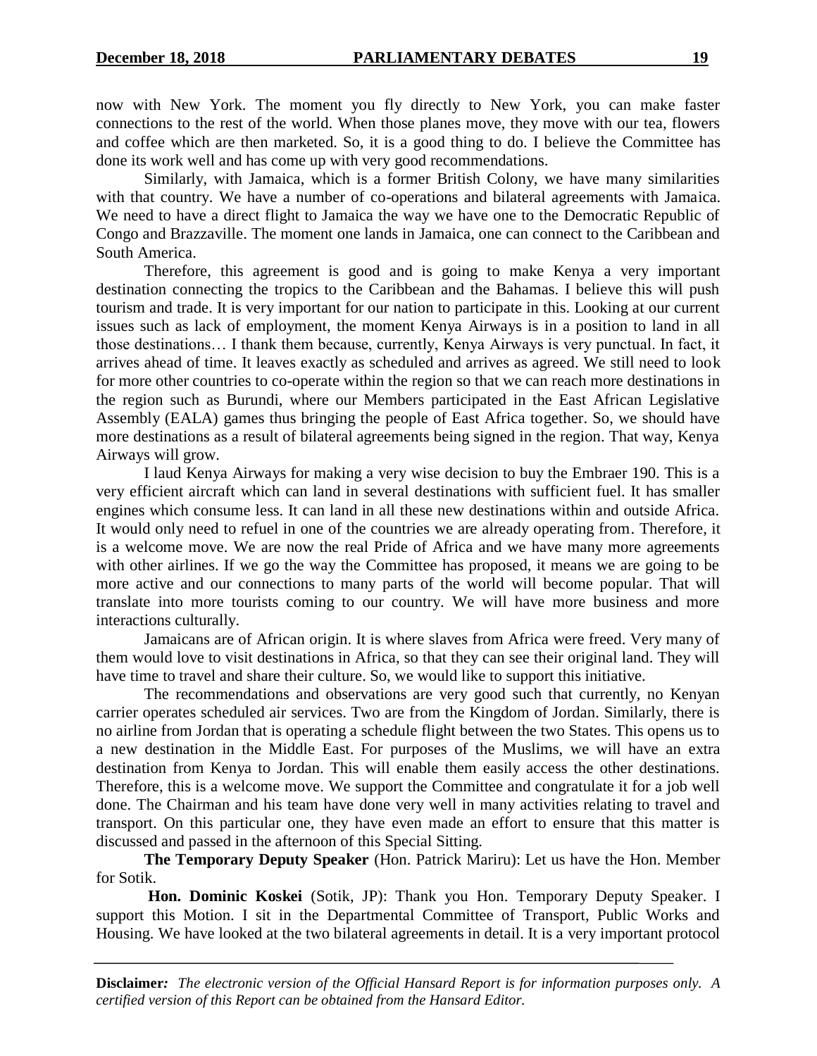now with New York. The moment you fly directly to New York, you can make faster connections to the rest of the world. When those planes move, they move with our tea, flowers and coffee which are then marketed. So, it is a good thing to do. I believe the Committee has done its work well and has come up with very good recommendations.

Similarly, with Jamaica, which is a former British Colony, we have many similarities with that country. We have a number of co-operations and bilateral agreements with Jamaica. We need to have a direct flight to Jamaica the way we have one to the Democratic Republic of Congo and Brazzaville. The moment one lands in Jamaica, one can connect to the Caribbean and South America.

Therefore, this agreement is good and is going to make Kenya a very important destination connecting the tropics to the Caribbean and the Bahamas. I believe this will push tourism and trade. It is very important for our nation to participate in this. Looking at our current issues such as lack of employment, the moment Kenya Airways is in a position to land in all those destinations… I thank them because, currently, Kenya Airways is very punctual. In fact, it arrives ahead of time. It leaves exactly as scheduled and arrives as agreed. We still need to look for more other countries to co-operate within the region so that we can reach more destinations in the region such as Burundi, where our Members participated in the East African Legislative Assembly (EALA) games thus bringing the people of East Africa together. So, we should have more destinations as a result of bilateral agreements being signed in the region. That way, Kenya Airways will grow.

I laud Kenya Airways for making a very wise decision to buy the Embraer 190. This is a very efficient aircraft which can land in several destinations with sufficient fuel. It has smaller engines which consume less. It can land in all these new destinations within and outside Africa. It would only need to refuel in one of the countries we are already operating from. Therefore, it is a welcome move. We are now the real Pride of Africa and we have many more agreements with other airlines. If we go the way the Committee has proposed, it means we are going to be more active and our connections to many parts of the world will become popular. That will translate into more tourists coming to our country. We will have more business and more interactions culturally.

Jamaicans are of African origin. It is where slaves from Africa were freed. Very many of them would love to visit destinations in Africa, so that they can see their original land. They will have time to travel and share their culture. So, we would like to support this initiative.

The recommendations and observations are very good such that currently, no Kenyan carrier operates scheduled air services. Two are from the Kingdom of Jordan. Similarly, there is no airline from Jordan that is operating a schedule flight between the two States. This opens us to a new destination in the Middle East. For purposes of the Muslims, we will have an extra destination from Kenya to Jordan. This will enable them easily access the other destinations. Therefore, this is a welcome move. We support the Committee and congratulate it for a job well done. The Chairman and his team have done very well in many activities relating to travel and transport. On this particular one, they have even made an effort to ensure that this matter is discussed and passed in the afternoon of this Special Sitting.

**The Temporary Deputy Speaker** (Hon. Patrick Mariru): Let us have the Hon. Member for Sotik.

**Hon. Dominic Koskei** (Sotik, JP): Thank you Hon. Temporary Deputy Speaker. I support this Motion. I sit in the Departmental Committee of Transport, Public Works and Housing. We have looked at the two bilateral agreements in detail. It is a very important protocol

**Disclaimer***:* *The electronic version of the Official Hansard Report is for information purposes only. A certified version of this Report can be obtained from the Hansard Editor.*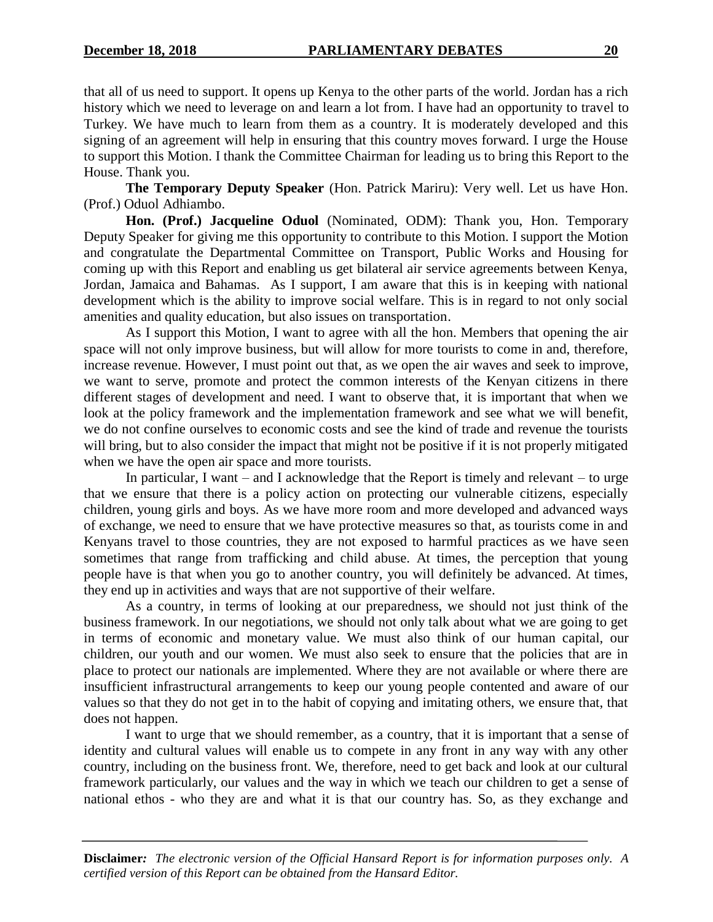that all of us need to support. It opens up Kenya to the other parts of the world. Jordan has a rich history which we need to leverage on and learn a lot from. I have had an opportunity to travel to Turkey. We have much to learn from them as a country. It is moderately developed and this signing of an agreement will help in ensuring that this country moves forward. I urge the House to support this Motion. I thank the Committee Chairman for leading us to bring this Report to the House. Thank you.

**The Temporary Deputy Speaker** (Hon. Patrick Mariru): Very well. Let us have Hon. (Prof.) Oduol Adhiambo.

**Hon. (Prof.) Jacqueline Oduol** (Nominated, ODM): Thank you, Hon. Temporary Deputy Speaker for giving me this opportunity to contribute to this Motion. I support the Motion and congratulate the Departmental Committee on Transport, Public Works and Housing for coming up with this Report and enabling us get bilateral air service agreements between Kenya, Jordan, Jamaica and Bahamas. As I support, I am aware that this is in keeping with national development which is the ability to improve social welfare. This is in regard to not only social amenities and quality education, but also issues on transportation.

As I support this Motion, I want to agree with all the hon. Members that opening the air space will not only improve business, but will allow for more tourists to come in and, therefore, increase revenue. However, I must point out that, as we open the air waves and seek to improve, we want to serve, promote and protect the common interests of the Kenyan citizens in there different stages of development and need. I want to observe that, it is important that when we look at the policy framework and the implementation framework and see what we will benefit, we do not confine ourselves to economic costs and see the kind of trade and revenue the tourists will bring, but to also consider the impact that might not be positive if it is not properly mitigated when we have the open air space and more tourists.

In particular, I want – and I acknowledge that the Report is timely and relevant – to urge that we ensure that there is a policy action on protecting our vulnerable citizens, especially children, young girls and boys. As we have more room and more developed and advanced ways of exchange, we need to ensure that we have protective measures so that, as tourists come in and Kenyans travel to those countries, they are not exposed to harmful practices as we have seen sometimes that range from trafficking and child abuse. At times, the perception that young people have is that when you go to another country, you will definitely be advanced. At times, they end up in activities and ways that are not supportive of their welfare.

As a country, in terms of looking at our preparedness, we should not just think of the business framework. In our negotiations, we should not only talk about what we are going to get in terms of economic and monetary value. We must also think of our human capital, our children, our youth and our women. We must also seek to ensure that the policies that are in place to protect our nationals are implemented. Where they are not available or where there are insufficient infrastructural arrangements to keep our young people contented and aware of our values so that they do not get in to the habit of copying and imitating others, we ensure that, that does not happen.

I want to urge that we should remember, as a country, that it is important that a sense of identity and cultural values will enable us to compete in any front in any way with any other country, including on the business front. We, therefore, need to get back and look at our cultural framework particularly, our values and the way in which we teach our children to get a sense of national ethos - who they are and what it is that our country has. So, as they exchange and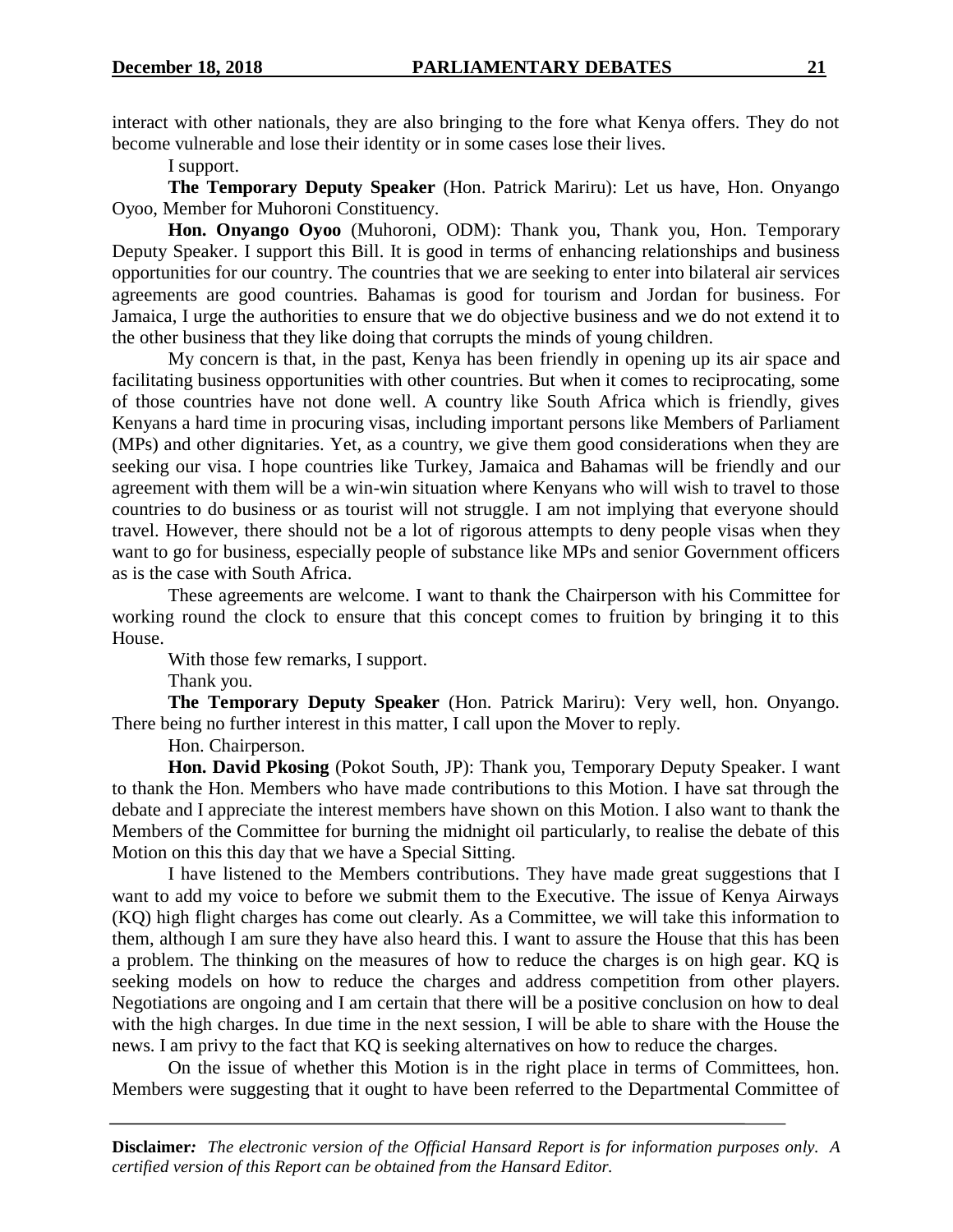interact with other nationals, they are also bringing to the fore what Kenya offers. They do not become vulnerable and lose their identity or in some cases lose their lives.

I support.

**The Temporary Deputy Speaker** (Hon. Patrick Mariru): Let us have, Hon. Onyango Oyoo, Member for Muhoroni Constituency.

**Hon. Onyango Oyoo** (Muhoroni, ODM): Thank you, Thank you, Hon. Temporary Deputy Speaker. I support this Bill. It is good in terms of enhancing relationships and business opportunities for our country. The countries that we are seeking to enter into bilateral air services agreements are good countries. Bahamas is good for tourism and Jordan for business. For Jamaica, I urge the authorities to ensure that we do objective business and we do not extend it to the other business that they like doing that corrupts the minds of young children.

My concern is that, in the past, Kenya has been friendly in opening up its air space and facilitating business opportunities with other countries. But when it comes to reciprocating, some of those countries have not done well. A country like South Africa which is friendly, gives Kenyans a hard time in procuring visas, including important persons like Members of Parliament (MPs) and other dignitaries. Yet, as a country, we give them good considerations when they are seeking our visa. I hope countries like Turkey, Jamaica and Bahamas will be friendly and our agreement with them will be a win-win situation where Kenyans who will wish to travel to those countries to do business or as tourist will not struggle. I am not implying that everyone should travel. However, there should not be a lot of rigorous attempts to deny people visas when they want to go for business, especially people of substance like MPs and senior Government officers as is the case with South Africa.

These agreements are welcome. I want to thank the Chairperson with his Committee for working round the clock to ensure that this concept comes to fruition by bringing it to this House.

With those few remarks, I support.

Thank you.

**The Temporary Deputy Speaker** (Hon. Patrick Mariru): Very well, hon. Onyango. There being no further interest in this matter, I call upon the Mover to reply.

Hon. Chairperson.

**Hon. David Pkosing** (Pokot South, JP): Thank you, Temporary Deputy Speaker. I want to thank the Hon. Members who have made contributions to this Motion. I have sat through the debate and I appreciate the interest members have shown on this Motion. I also want to thank the Members of the Committee for burning the midnight oil particularly, to realise the debate of this Motion on this this day that we have a Special Sitting.

I have listened to the Members contributions. They have made great suggestions that I want to add my voice to before we submit them to the Executive. The issue of Kenya Airways (KQ) high flight charges has come out clearly. As a Committee, we will take this information to them, although I am sure they have also heard this. I want to assure the House that this has been a problem. The thinking on the measures of how to reduce the charges is on high gear. KQ is seeking models on how to reduce the charges and address competition from other players. Negotiations are ongoing and I am certain that there will be a positive conclusion on how to deal with the high charges. In due time in the next session, I will be able to share with the House the news. I am privy to the fact that KQ is seeking alternatives on how to reduce the charges.

On the issue of whether this Motion is in the right place in terms of Committees, hon. Members were suggesting that it ought to have been referred to the Departmental Committee of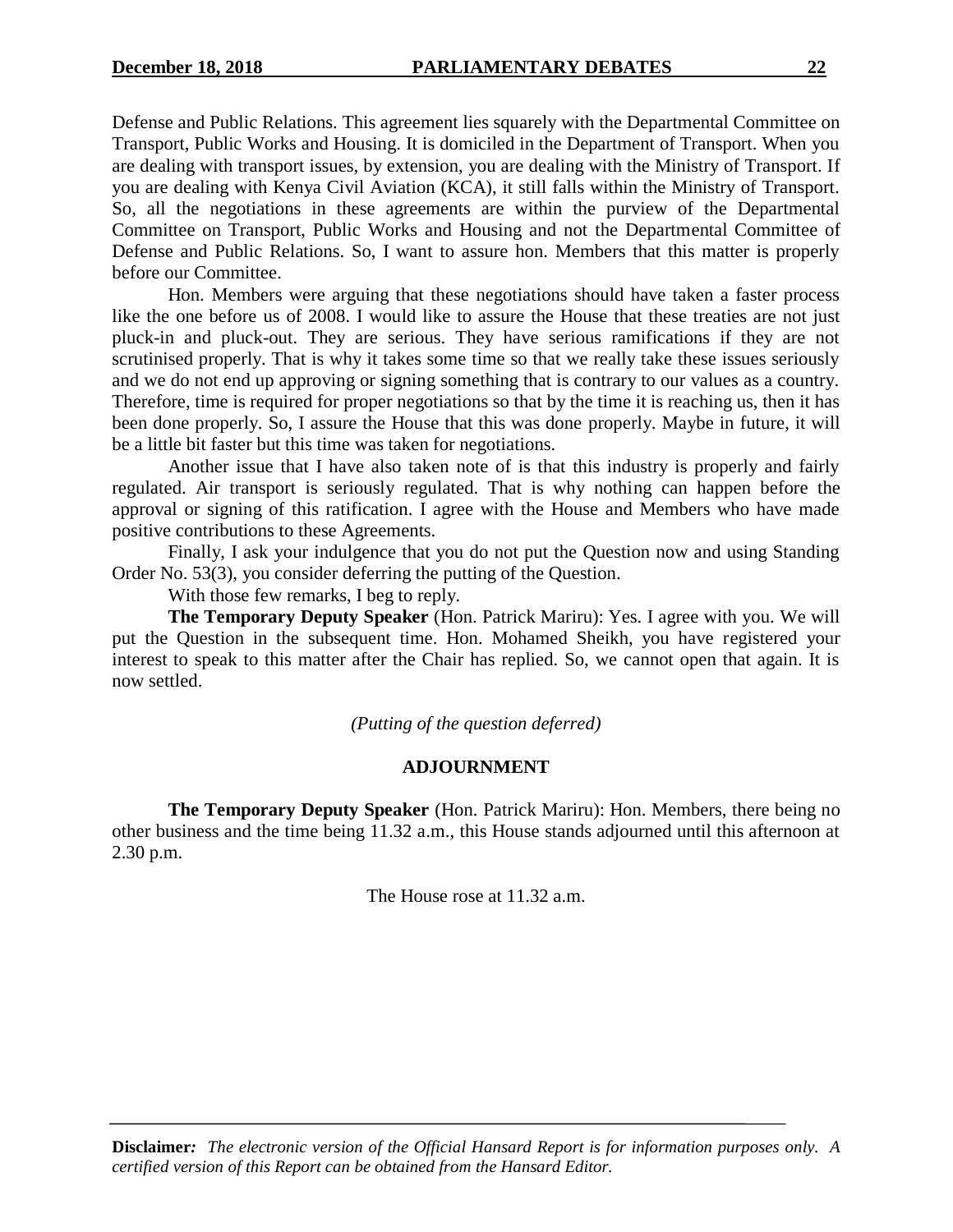Defense and Public Relations. This agreement lies squarely with the Departmental Committee on Transport, Public Works and Housing. It is domiciled in the Department of Transport. When you are dealing with transport issues, by extension, you are dealing with the Ministry of Transport. If you are dealing with Kenya Civil Aviation (KCA), it still falls within the Ministry of Transport. So, all the negotiations in these agreements are within the purview of the Departmental Committee on Transport, Public Works and Housing and not the Departmental Committee of Defense and Public Relations. So, I want to assure hon. Members that this matter is properly before our Committee.

Hon. Members were arguing that these negotiations should have taken a faster process like the one before us of 2008. I would like to assure the House that these treaties are not just pluck-in and pluck-out. They are serious. They have serious ramifications if they are not scrutinised properly. That is why it takes some time so that we really take these issues seriously and we do not end up approving or signing something that is contrary to our values as a country. Therefore, time is required for proper negotiations so that by the time it is reaching us, then it has been done properly. So, I assure the House that this was done properly. Maybe in future, it will be a little bit faster but this time was taken for negotiations.

Another issue that I have also taken note of is that this industry is properly and fairly regulated. Air transport is seriously regulated. That is why nothing can happen before the approval or signing of this ratification. I agree with the House and Members who have made positive contributions to these Agreements.

Finally, I ask your indulgence that you do not put the Question now and using Standing Order No. 53(3), you consider deferring the putting of the Question.

With those few remarks, I beg to reply.

**The Temporary Deputy Speaker** (Hon. Patrick Mariru): Yes. I agree with you. We will put the Question in the subsequent time. Hon. Mohamed Sheikh, you have registered your interest to speak to this matter after the Chair has replied. So, we cannot open that again. It is now settled.

*(Putting of the question deferred)*

**ADJOURNMENT**

**The Temporary Deputy Speaker** (Hon. Patrick Mariru): Hon. Members, there being no other business and the time being 11.32 a.m., this House stands adjourned until this afternoon at 2.30 p.m.

The House rose at 11.32 a.m.